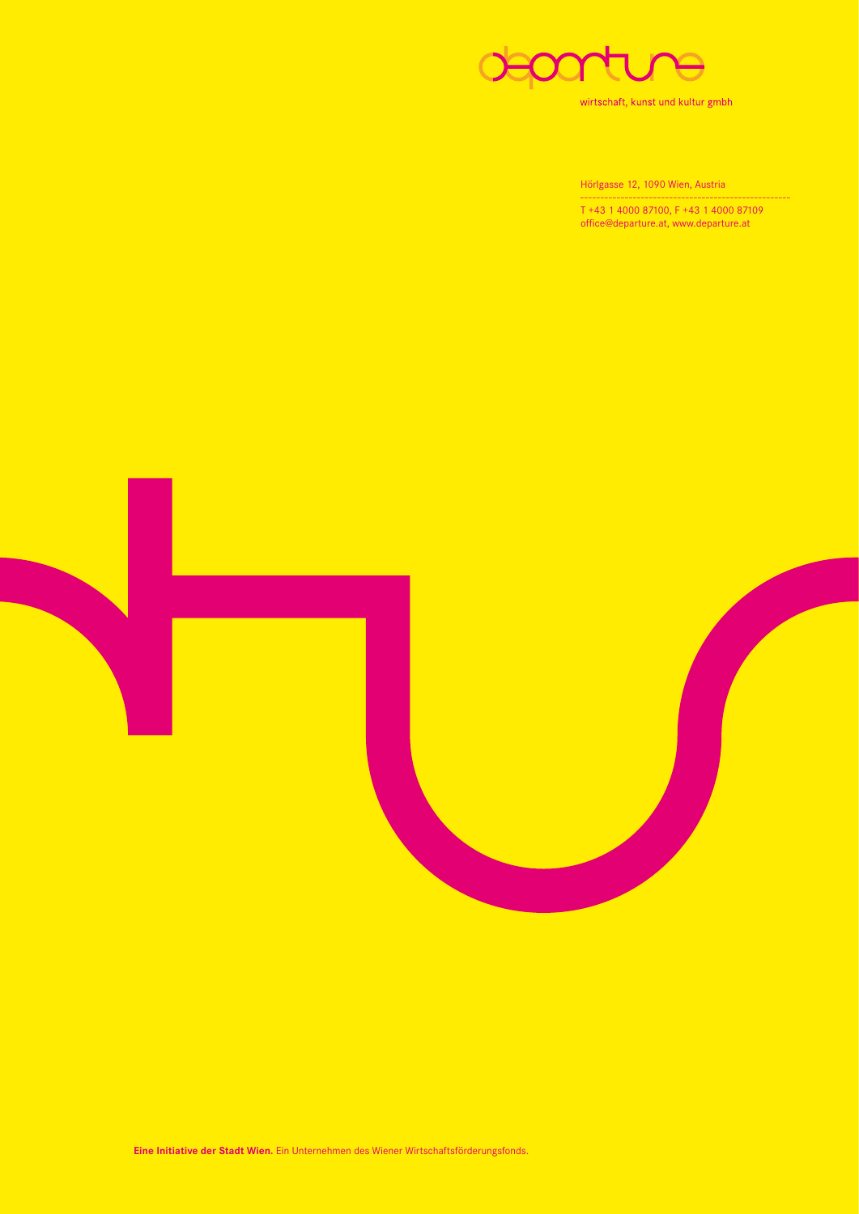departure

wirtschaft, kunst und kultur gmbh

Hörlgasse 12, 1090 Wien, Austria

T +43 1 4000 87100, F +43 1 4000 87109
office@departure.at, www.departure.at

**Eine Initiative der Stadt Wien.** Ein Unternehmen des Wiener Wirtschaftsförderungsfonds.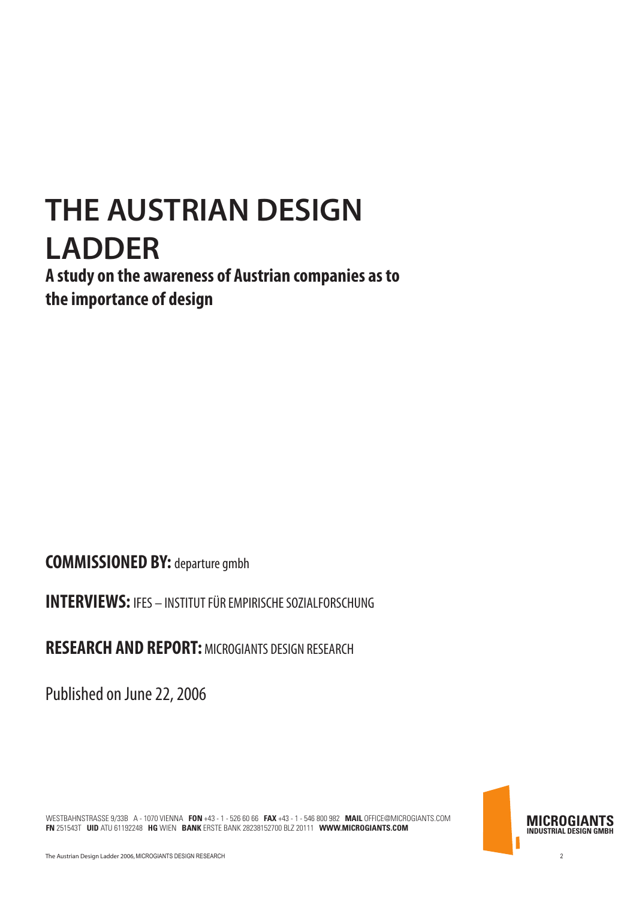# THE AUSTRIAN DESIGN LADDER

**A study on the awareness of Austrian companies as to the importance of design**

**COMMISSIONED BY:** departure gmbh

**INTERVIEWS:** IFES – INSTITUT FÜR EMPIRISCHE SOZIALFORSCHUNG

**RESEARCH AND REPORT:** MICROGIANTS DESIGN RESEARCH

Published on June 22, 2006

WESTBAHNSTRASSE 9/33B A - 1070 VIENNA **FON** +43 - 1 - 526 60 66 **FAX** +43 - 1 - 546 800 982 **MAIL** OFFICE@MICROGIANTS.COM
**FN** 251543T **UID** ATU 61192248 **HG** WIEN **BANK** ERSTE BANK 28238152700 BLZ 20111 **WWW.MICROGIANTS.COM**

**MICROGIANTS**
**INDUSTRIAL DESIGN GMBH**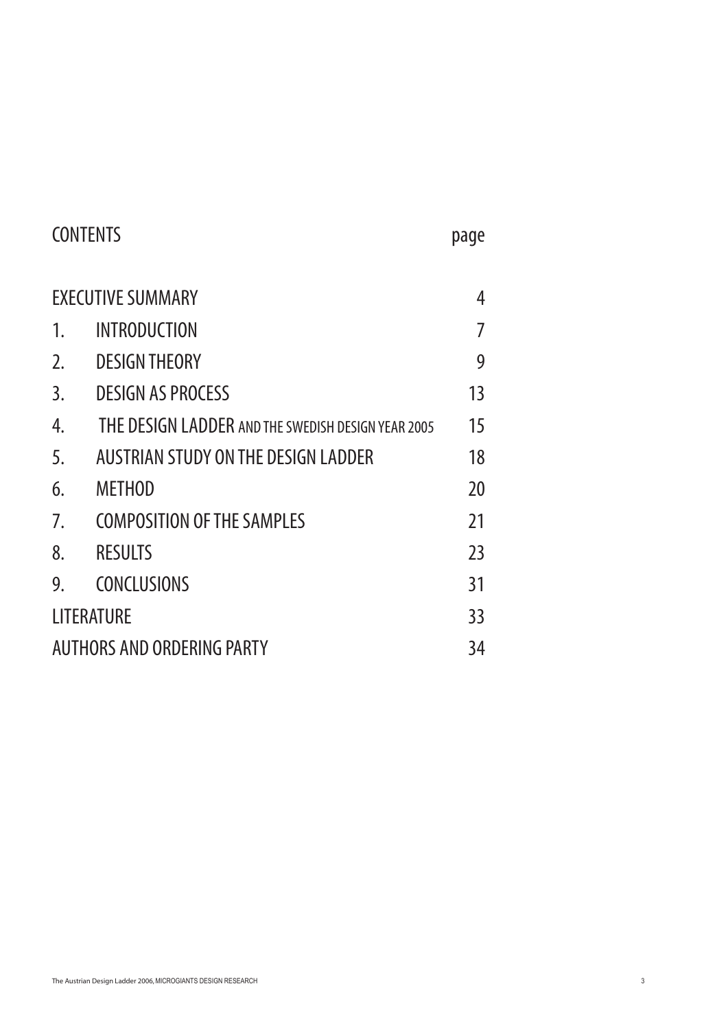# CONTENTS

| | | page |
|---|---|---|
| EXECUTIVE SUMMARY | | 4 |
| 1. | INTRODUCTION | 7 |
| 2. | DESIGN THEORY | 9 |
| 3. | DESIGN AS PROCESS | 13 |
| 4. | THE DESIGN LADDER AND THE SWEDISH DESIGN YEAR 2005 | 15 |
| 5. | AUSTRIAN STUDY ON THE DESIGN LADDER | 18 |
| 6. | METHOD | 20 |
| 7. | COMPOSITION OF THE SAMPLES | 21 |
| 8. | RESULTS | 23 |
| 9. | CONCLUSIONS | 31 |
| LITERATURE | | 33 |
| AUTHORS AND ORDERING PARTY | | 34 |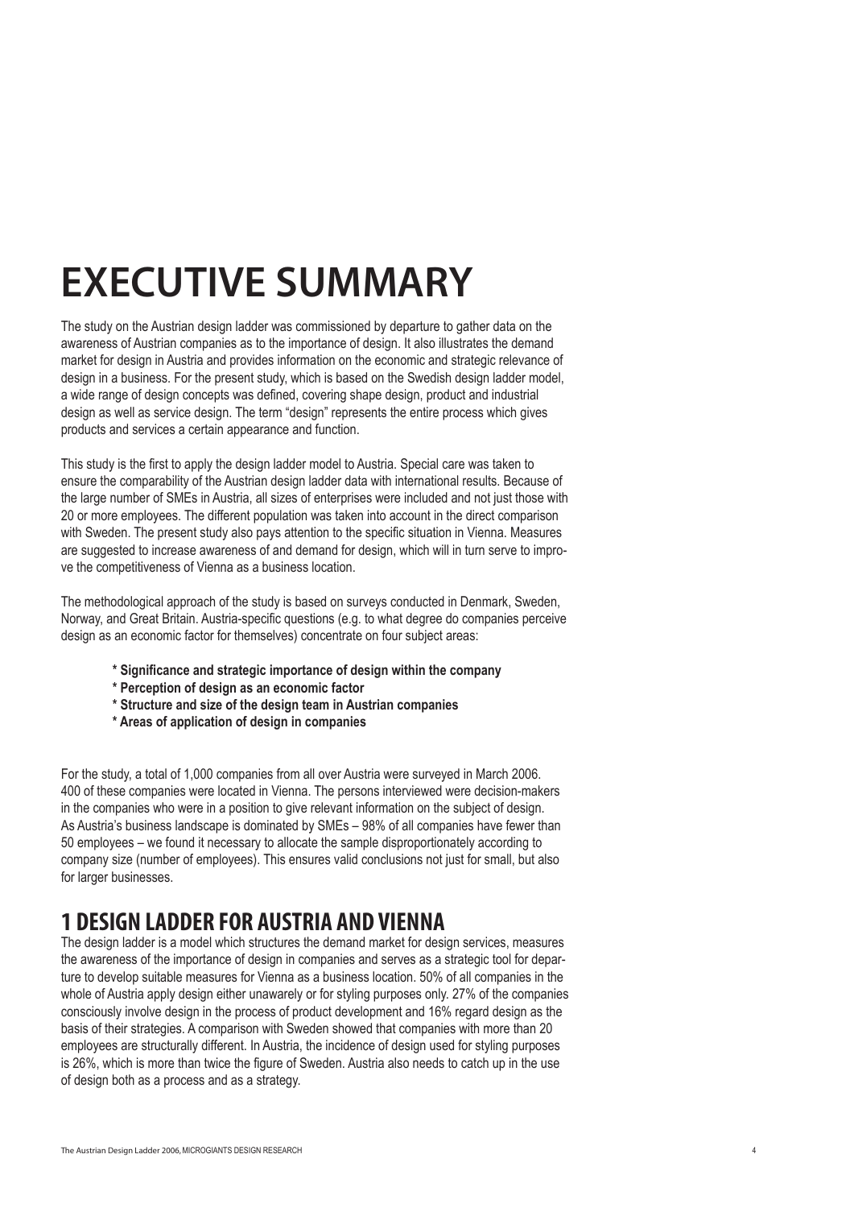# EXECUTIVE SUMMARY

The study on the Austrian design ladder was commissioned by departure to gather data on the awareness of Austrian companies as to the importance of design. It also illustrates the demand market for design in Austria and provides information on the economic and strategic relevance of design in a business. For the present study, which is based on the Swedish design ladder model, a wide range of design concepts was defined, covering shape design, product and industrial design as well as service design. The term "design" represents the entire process which gives products and services a certain appearance and function.

This study is the first to apply the design ladder model to Austria. Special care was taken to ensure the comparability of the Austrian design ladder data with international results. Because of the large number of SMEs in Austria, all sizes of enterprises were included and not just those with 20 or more employees. The different population was taken into account in the direct comparison with Sweden. The present study also pays attention to the specific situation in Vienna. Measures are suggested to increase awareness of and demand for design, which will in turn serve to improve the competitiveness of Vienna as a business location.

The methodological approach of the study is based on surveys conducted in Denmark, Sweden, Norway, and Great Britain. Austria-specific questions (e.g. to what degree do companies perceive design as an economic factor for themselves) concentrate on four subject areas:

- **Significance and strategic importance of design within the company**
- **Perception of design as an economic factor**
- **Structure and size of the design team in Austrian companies**
- **Areas of application of design in companies**

For the study, a total of 1,000 companies from all over Austria were surveyed in March 2006. 400 of these companies were located in Vienna. The persons interviewed were decision-makers in the companies who were in a position to give relevant information on the subject of design. As Austria's business landscape is dominated by SMEs – 98% of all companies have fewer than 50 employees – we found it necessary to allocate the sample disproportionately according to company size (number of employees). This ensures valid conclusions not just for small, but also for larger businesses.

## 1 DESIGN LADDER FOR AUSTRIA AND VIENNA

The design ladder is a model which structures the demand market for design services, measures the awareness of the importance of design in companies and serves as a strategic tool for departure to develop suitable measures for Vienna as a business location. 50% of all companies in the whole of Austria apply design either unawarely or for styling purposes only. 27% of the companies consciously involve design in the process of product development and 16% regard design as the basis of their strategies. A comparison with Sweden showed that companies with more than 20 employees are structurally different. In Austria, the incidence of design used for styling purposes is 26%, which is more than twice the figure of Sweden. Austria also needs to catch up in the use of design both as a process and as a strategy.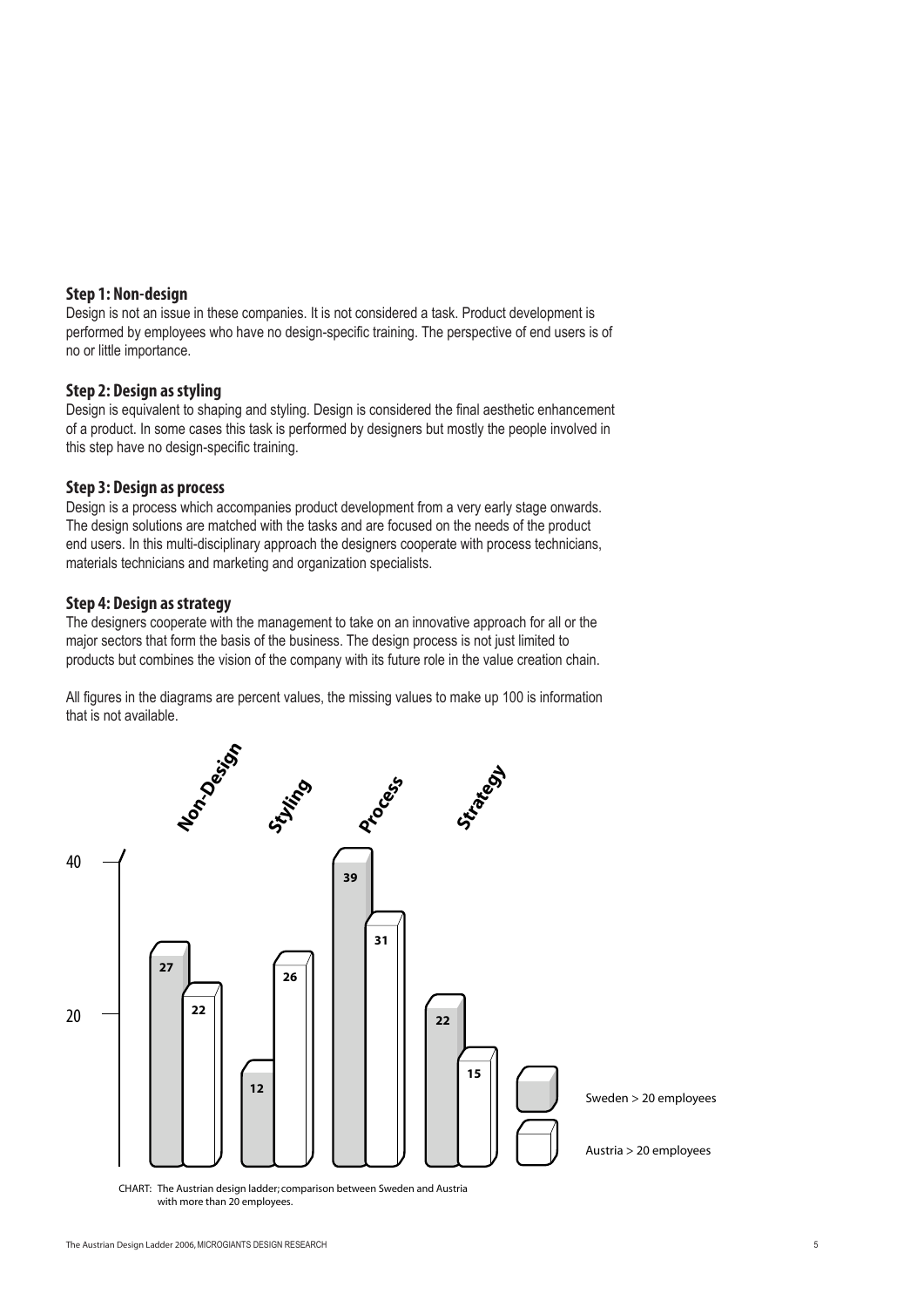### Step 1: Non-design

Design is not an issue in these companies. It is not considered a task. Product development is performed by employees who have no design-specific training. The perspective of end users is of no or little importance.

### Step 2: Design as styling

Design is equivalent to shaping and styling. Design is considered the final aesthetic enhancement of a product. In some cases this task is performed by designers but mostly the people involved in this step have no design-specific training.

### Step 3: Design as process

Design is a process which accompanies product development from a very early stage onwards. The design solutions are matched with the tasks and are focused on the needs of the product end users. In this multi-disciplinary approach the designers cooperate with process technicians, materials technicians and marketing and organization specialists.

### Step 4: Design as strategy

The designers cooperate with the management to take on an innovative approach for all or the major sectors that form the basis of the business. The design process is not just limited to products but combines the vision of the company with its future role in the value creation chain.

All figures in the diagrams are percent values, the missing values to make up 100 is information that is not available.

| | Non-Design | Styling | Process | Strategy |
|---|---|---|---|---|
| Sweden > 20 employees | 27 | 12 | 39 | 22 |
| Austria > 20 employees | 22 | 26 | 31 | 15 |

CHART: The Austrian design ladder; comparison between Sweden and Austria with more than 20 employees.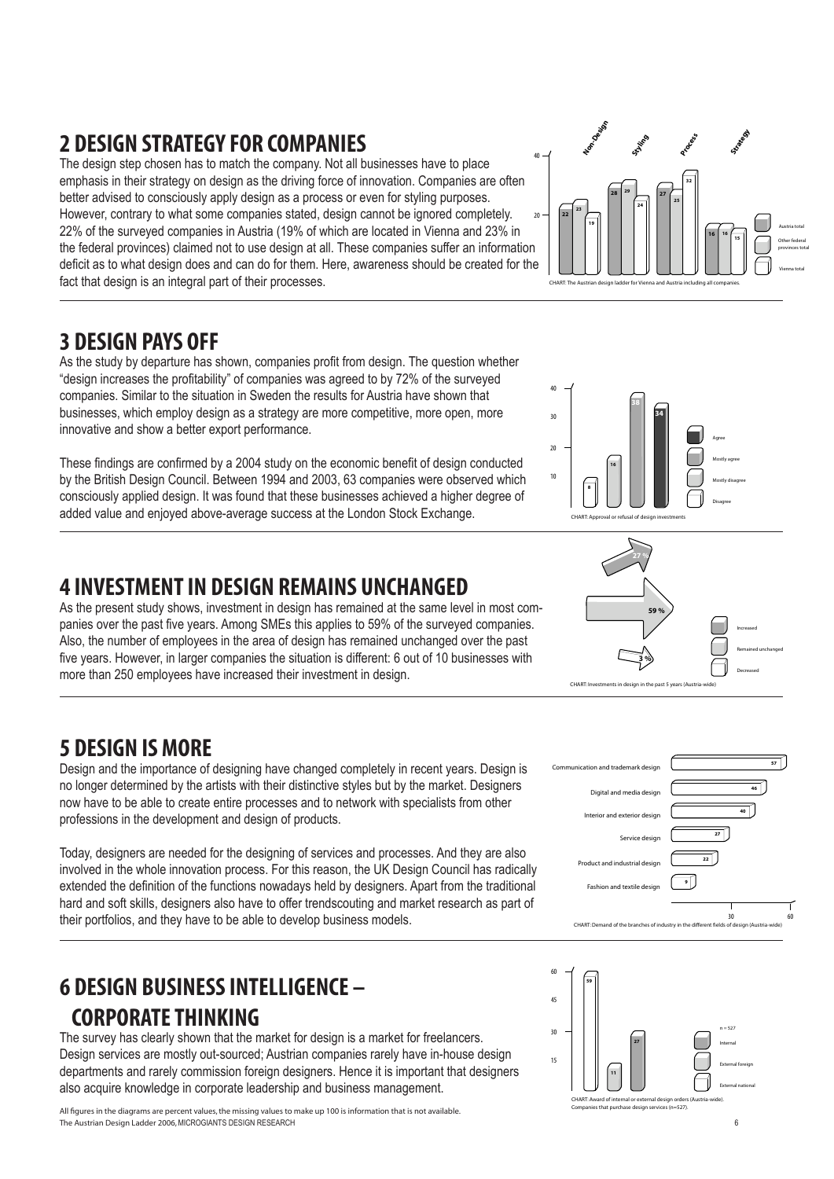## 2 DESIGN STRATEGY FOR COMPANIES

The design step chosen has to match the company. Not all businesses have to place emphasis in their strategy on design as the driving force of innovation. Companies are often better advised to consciously apply design as a process or even for styling purposes. However, contrary to what some companies stated, design cannot be ignored completely. 22% of the surveyed companies in Austria (19% of which are located in Vienna and 23% in the federal provinces) claimed not to use design at all. These companies suffer an information deficit as to what design does and can do for them. Here, awareness should be created for the fact that design is an integral part of their processes.

CHART: The Austrian design ladder for Vienna and Austria including all companies.

| | Non-Design | Styling | Process | Strategy |
|---|---|---|---|---|
| Austria total | 22 | 28 | 27 | 16 |
| Other federal provinces total | 23 | 29 | 25 | 16 |
| Vienna total | 19 | 24 | 32 | 15 |

## 3 DESIGN PAYS OFF

As the study by departure has shown, companies profit from design. The question whether "design increases the profitability" of companies was agreed to by 72% of the surveyed companies. Similar to the situation in Sweden the results for Austria have shown that businesses, which employ design as a strategy are more competitive, more open, more innovative and show a better export performance.

These findings are confirmed by a 2004 study on the economic benefit of design conducted by the British Design Council. Between 1994 and 2003, 63 companies were observed which consciously applied design. It was found that these businesses achieved a higher degree of added value and enjoyed above-average success at the London Stock Exchange.

CHART: Approval or refusal of design investments

| Agree | Mostly agree | Mostly disagree | Disagree |
|---|---|---|---|
| 34 | 38 | 16 | 8 |

## 4 INVESTMENT IN DESIGN REMAINS UNCHANGED

As the present study shows, investment in design has remained at the same level in most companies over the past five years. Among SMEs this applies to 59% of the surveyed companies. Also, the number of employees in the area of design has remained unchanged over the past five years. However, in larger companies the situation is different: 6 out of 10 businesses with more than 250 employees have increased their investment in design.

CHART: Investments in design in the past 5 years (Austria-wide)

| Increased | Remained unchanged | Decreased |
|---|---|---|
| 27 % | 59 % | 3 % |

## 5 DESIGN IS MORE

Design and the importance of designing have changed completely in recent years. Design is no longer determined by the artists with their distinctive styles but by the market. Designers now have to be able to create entire processes and to network with specialists from other professions in the development and design of products.

Today, designers are needed for the designing of services and processes. And they are also involved in the whole innovation process. For this reason, the UK Design Council has radically extended the definition of the functions nowadays held by designers. Apart from the traditional hard and soft skills, designers also have to offer trendscouting and market research as part of their portfolios, and they have to be able to develop business models.

CHART: Demand of the branches of industry in the different fields of design (Austria-wide)

| Field | % |
|---|---|
| Communication and trademark design | 57 |
| Digital and media design | 46 |
| Interior and exterior design | 40 |
| Service design | 27 |
| Product and industrial design | 22 |
| Fashion and textile design | 9 |

## 6 DESIGN BUSINESS INTELLIGENCE – CORPORATE THINKING

The survey has clearly shown that the market for design is a market for freelancers. Design services are mostly out-sourced; Austrian companies rarely have in-house design departments and rarely commission foreign designers. Hence it is important that designers also acquire knowledge in corporate leadership and business management.

CHART: Award of internal or external design orders (Austria-wide). Companies that purchase design services (n=527).

| Internal | External foreign | External national |
|---|---|---|
| 27 | 11 | 59 |

n = 527

All figures in the diagrams are percent values, the missing values to make up 100 is information that is not available.
The Austrian Design Ladder 2006, MICROGIANTS DESIGN RESEARCH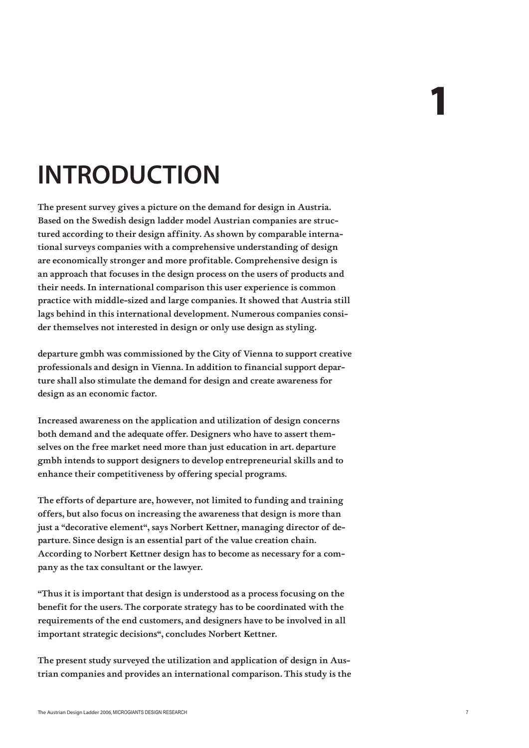# 1

# INTRODUCTION

**The present survey gives a picture on the demand for design in Austria. Based on the Swedish design ladder model Austrian companies are structured according to their design affinity. As shown by comparable international surveys companies with a comprehensive understanding of design are economically stronger and more profitable. Comprehensive design is an approach that focuses in the design process on the users of products and their needs. In international comparison this user experience is common practice with middle-sized and large companies. It showed that Austria still lags behind in this international development. Numerous companies consider themselves not interested in design or only use design as styling.**

**departure gmbh was commissioned by the City of Vienna to support creative professionals and design in Vienna. In addition to financial support departure shall also stimulate the demand for design and create awareness for design as an economic factor.**

**Increased awareness on the application and utilization of design concerns both demand and the adequate offer. Designers who have to assert themselves on the free market need more than just education in art. departure gmbh intends to support designers to develop entrepreneurial skills and to enhance their competitiveness by offering special programs.**

**The efforts of departure are, however, not limited to funding and training offers, but also focus on increasing the awareness that design is more than just a "decorative element", says Norbert Kettner, managing director of departure. Since design is an essential part of the value creation chain. According to Norbert Kettner design has to become as necessary for a company as the tax consultant or the lawyer.**

**"Thus it is important that design is understood as a process focusing on the benefit for the users. The corporate strategy has to be coordinated with the requirements of the end customers, and designers have to be involved in all important strategic decisions", concludes Norbert Kettner.**

**The present study surveyed the utilization and application of design in Austrian companies and provides an international comparison. This study is the**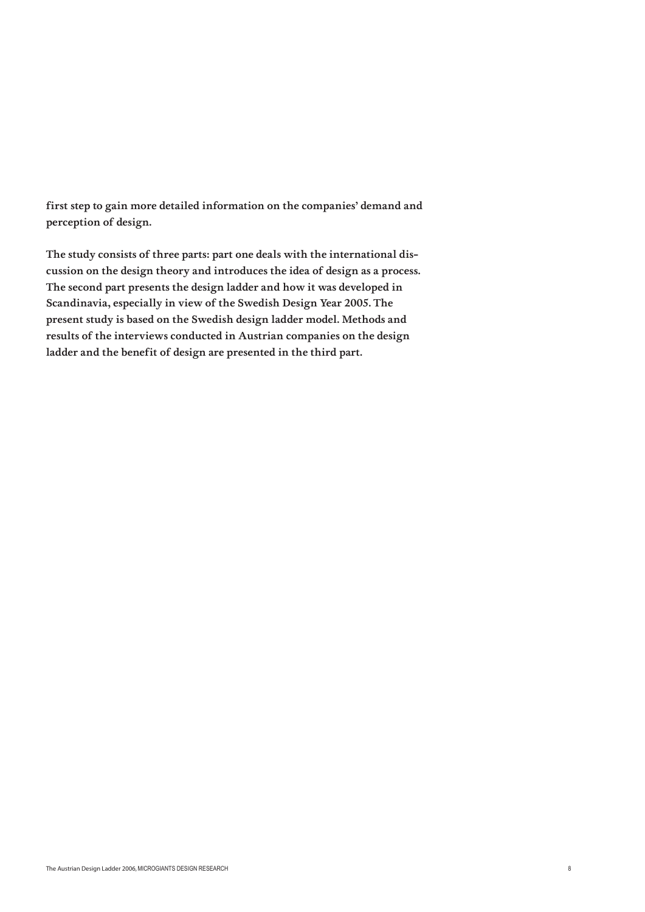**first step to gain more detailed information on the companies' demand and perception of design.**

**The study consists of three parts: part one deals with the international discussion on the design theory and introduces the idea of design as a process. The second part presents the design ladder and how it was developed in Scandinavia, especially in view of the Swedish Design Year 2005. The present study is based on the Swedish design ladder model. Methods and results of the interviews conducted in Austrian companies on the design ladder and the benefit of design are presented in the third part.**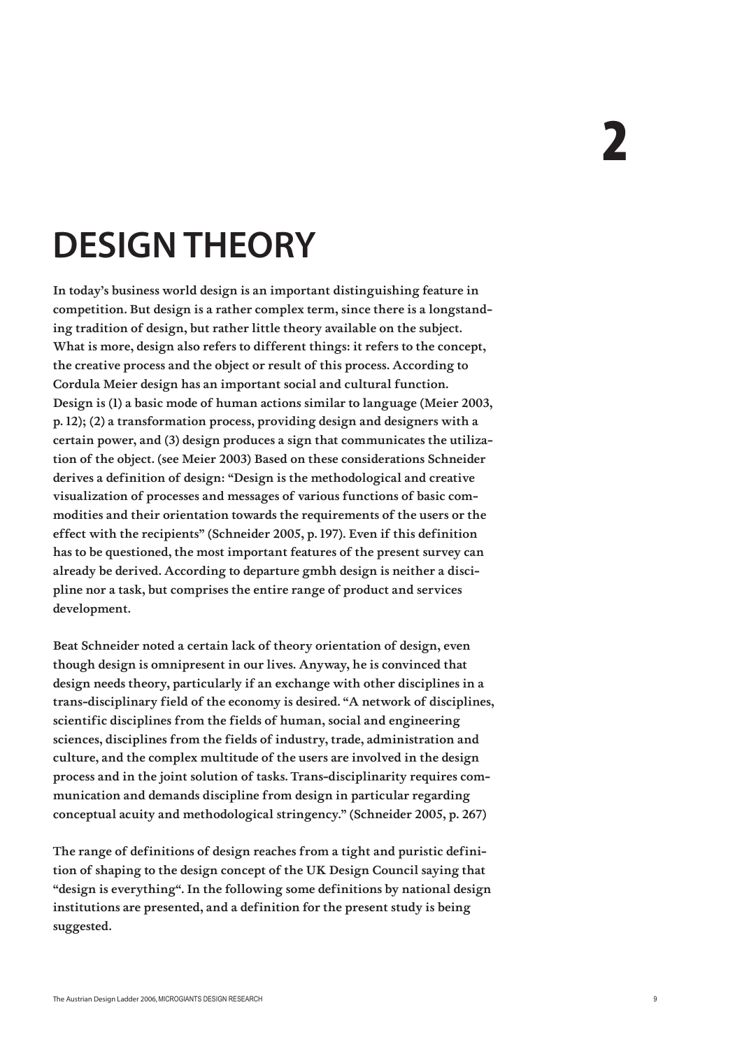# 2

# DESIGN THEORY

**In today's business world design is an important distinguishing feature in competition. But design is a rather complex term, since there is a longstanding tradition of design, but rather little theory available on the subject. What is more, design also refers to different things: it refers to the concept, the creative process and the object or result of this process. According to Cordula Meier design has an important social and cultural function. Design is (1) a basic mode of human actions similar to language (Meier 2003, p. 12); (2) a transformation process, providing design and designers with a certain power, and (3) design produces a sign that communicates the utilization of the object. (see Meier 2003) Based on these considerations Schneider derives a definition of design: "Design is the methodological and creative visualization of processes and messages of various functions of basic commodities and their orientation towards the requirements of the users or the effect with the recipients" (Schneider 2005, p. 197). Even if this definition has to be questioned, the most important features of the present survey can already be derived. According to departure gmbh design is neither a discipline nor a task, but comprises the entire range of product and services development.**

**Beat Schneider noted a certain lack of theory orientation of design, even though design is omnipresent in our lives. Anyway, he is convinced that design needs theory, particularly if an exchange with other disciplines in a trans-disciplinary field of the economy is desired. "A network of disciplines, scientific disciplines from the fields of human, social and engineering sciences, disciplines from the fields of industry, trade, administration and culture, and the complex multitude of the users are involved in the design process and in the joint solution of tasks. Trans-disciplinarity requires communication and demands discipline from design in particular regarding conceptual acuity and methodological stringency." (Schneider 2005, p. 267)**

**The range of definitions of design reaches from a tight and puristic definition of shaping to the design concept of the UK Design Council saying that "design is everything". In the following some definitions by national design institutions are presented, and a definition for the present study is being suggested.**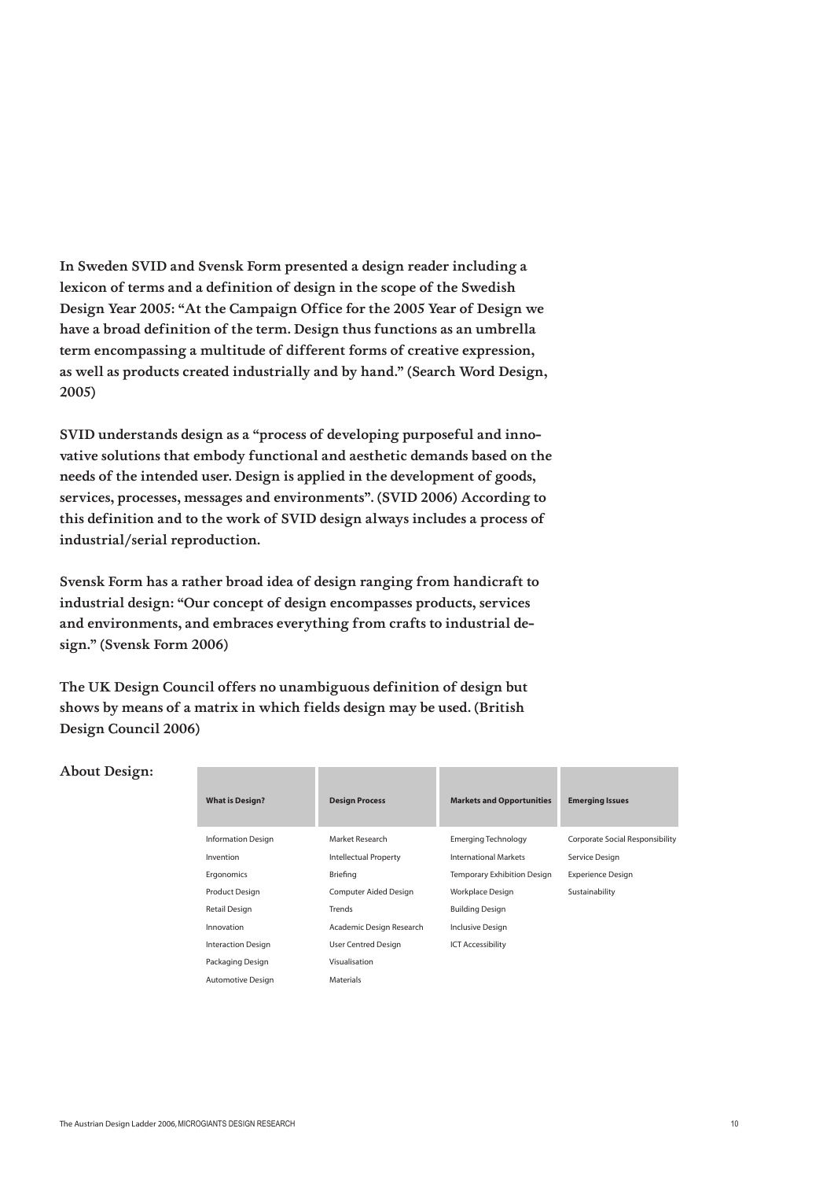In Sweden SVID and Svensk Form presented a design reader including a lexicon of terms and a definition of design in the scope of the Swedish Design Year 2005: "At the Campaign Office for the 2005 Year of Design we have a broad definition of the term. Design thus functions as an umbrella term encompassing a multitude of different forms of creative expression, as well as products created industrially and by hand." (Search Word Design, 2005)

SVID understands design as a "process of developing purposeful and innovative solutions that embody functional and aesthetic demands based on the needs of the intended user. Design is applied in the development of goods, services, processes, messages and environments". (SVID 2006) According to this definition and to the work of SVID design always includes a process of industrial/serial reproduction.

Svensk Form has a rather broad idea of design ranging from handicraft to industrial design: "Our concept of design encompasses products, services and environments, and embraces everything from crafts to industrial design." (Svensk Form 2006)

The UK Design Council offers no unambiguous definition of design but shows by means of a matrix in which fields design may be used. (British Design Council 2006)

About Design:

| What is Design? | Design Process | Markets and Opportunities | Emerging Issues |
|---|---|---|---|
| Information Design | Market Research | Emerging Technology | Corporate Social Responsibility |
| Invention | Intellectual Property | International Markets | Service Design |
| Ergonomics | Briefing | Temporary Exhibition Design | Experience Design |
| Product Design | Computer Aided Design | Workplace Design | Sustainability |
| Retail Design | Trends | Building Design | |
| Innovation | Academic Design Research | Inclusive Design | |
| Interaction Design | User Centred Design | ICT Accessibility | |
| Packaging Design | Visualisation | | |
| Automotive Design | Materials | | |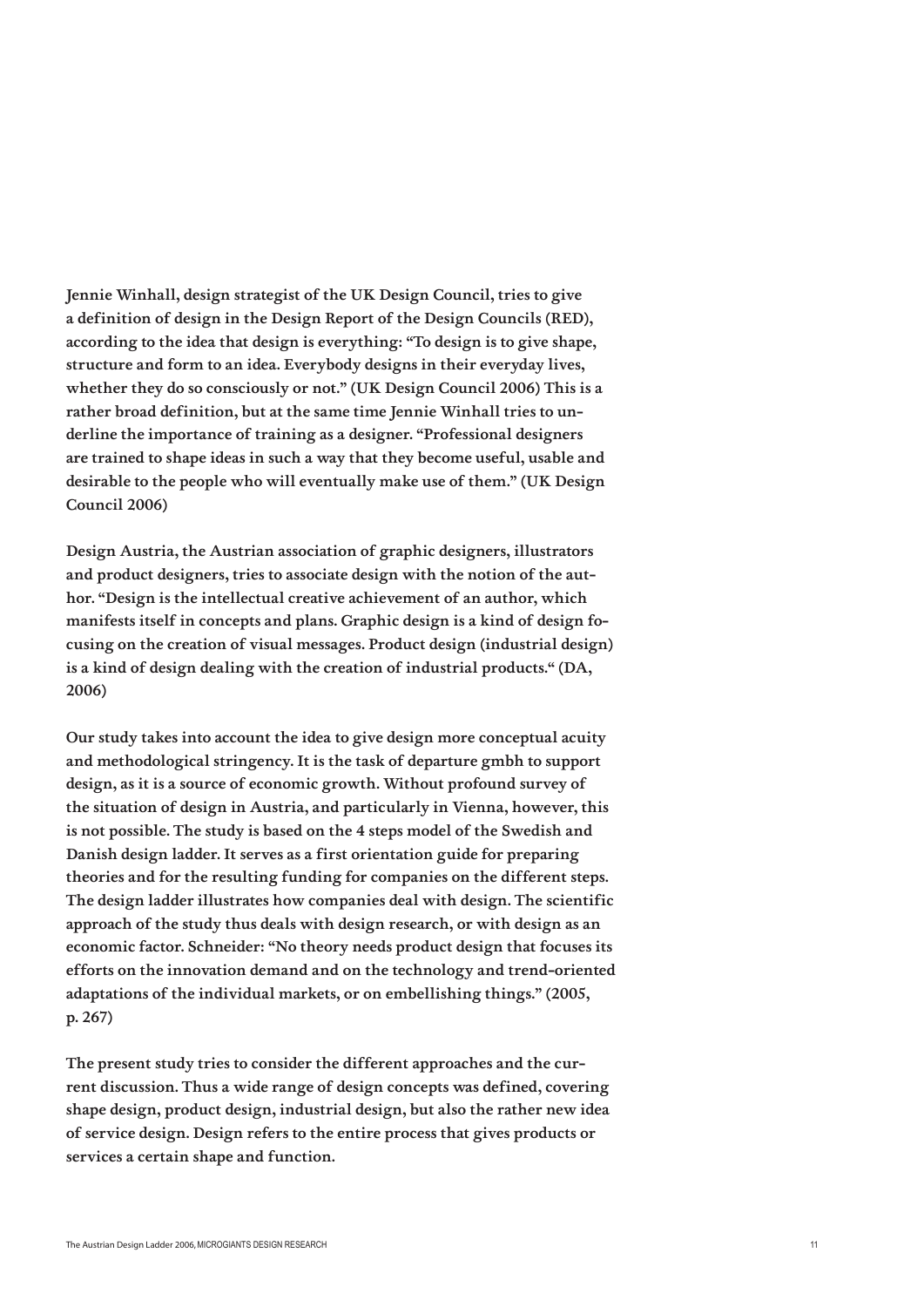Jennie Winhall, design strategist of the UK Design Council, tries to give a definition of design in the Design Report of the Design Councils (RED), according to the idea that design is everything: "To design is to give shape, structure and form to an idea. Everybody designs in their everyday lives, whether they do so consciously or not." (UK Design Council 2006) This is a rather broad definition, but at the same time Jennie Winhall tries to underline the importance of training as a designer. "Professional designers are trained to shape ideas in such a way that they become useful, usable and desirable to the people who will eventually make use of them." (UK Design Council 2006)

Design Austria, the Austrian association of graphic designers, illustrators and product designers, tries to associate design with the notion of the author. "Design is the intellectual creative achievement of an author, which manifests itself in concepts and plans. Graphic design is a kind of design focusing on the creation of visual messages. Product design (industrial design) is a kind of design dealing with the creation of industrial products." (DA, 2006)

Our study takes into account the idea to give design more conceptual acuity and methodological stringency. It is the task of departure gmbh to support design, as it is a source of economic growth. Without profound survey of the situation of design in Austria, and particularly in Vienna, however, this is not possible. The study is based on the 4 steps model of the Swedish and Danish design ladder. It serves as a first orientation guide for preparing theories and for the resulting funding for companies on the different steps. The design ladder illustrates how companies deal with design. The scientific approach of the study thus deals with design research, or with design as an economic factor. Schneider: "No theory needs product design that focuses its efforts on the innovation demand and on the technology and trend-oriented adaptations of the individual markets, or on embellishing things." (2005, p. 267)

The present study tries to consider the different approaches and the current discussion. Thus a wide range of design concepts was defined, covering shape design, product design, industrial design, but also the rather new idea of service design. Design refers to the entire process that gives products or services a certain shape and function.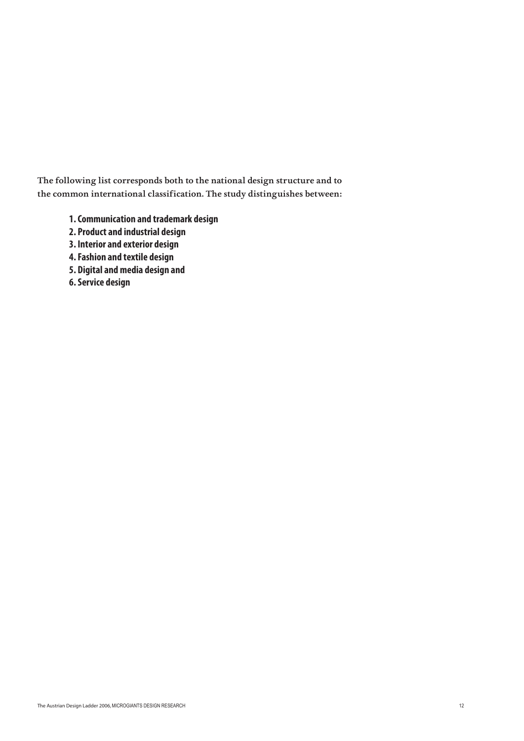The following list corresponds both to the national design structure and to the common international classification. The study distinguishes between:

1. **Communication and trademark design**
2. **Product and industrial design**
3. **Interior and exterior design**
4. **Fashion and textile design**
5. **Digital and media design and**
6. **Service design**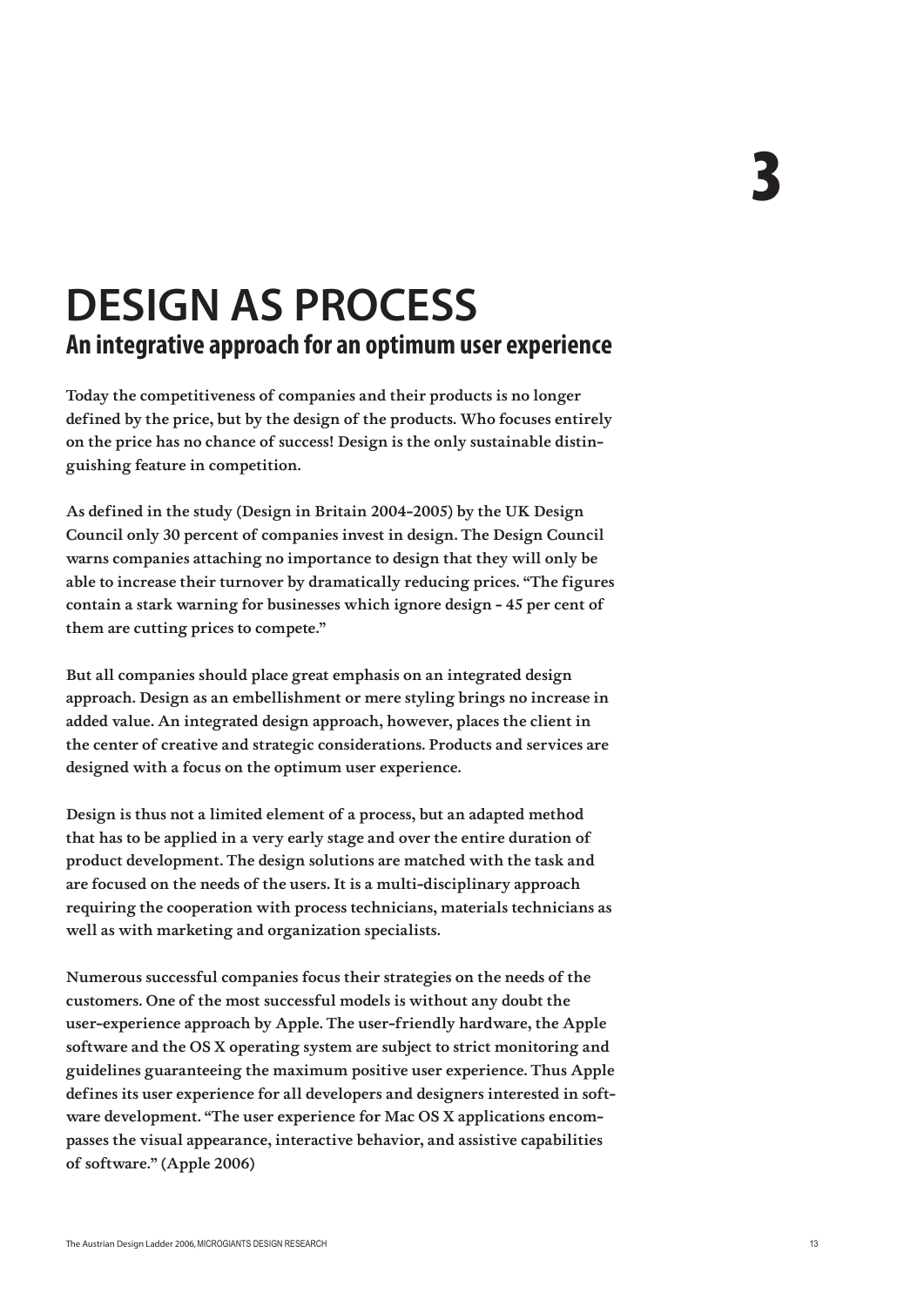# 3

# DESIGN AS PROCESS

## An integrative approach for an optimum user experience

**Today the competitiveness of companies and their products is no longer defined by the price, but by the design of the products. Who focuses entirely on the price has no chance of success! Design is the only sustainable distinguishing feature in competition.**

**As defined in the study (Design in Britain 2004-2005) by the UK Design Council only 30 percent of companies invest in design. The Design Council warns companies attaching no importance to design that they will only be able to increase their turnover by dramatically reducing prices. "The figures contain a stark warning for businesses which ignore design - 45 per cent of them are cutting prices to compete."**

**But all companies should place great emphasis on an integrated design approach. Design as an embellishment or mere styling brings no increase in added value. An integrated design approach, however, places the client in the center of creative and strategic considerations. Products and services are designed with a focus on the optimum user experience.**

**Design is thus not a limited element of a process, but an adapted method that has to be applied in a very early stage and over the entire duration of product development. The design solutions are matched with the task and are focused on the needs of the users. It is a multi-disciplinary approach requiring the cooperation with process technicians, materials technicians as well as with marketing and organization specialists.**

**Numerous successful companies focus their strategies on the needs of the customers. One of the most successful models is without any doubt the user-experience approach by Apple. The user-friendly hardware, the Apple software and the OS X operating system are subject to strict monitoring and guidelines guaranteeing the maximum positive user experience. Thus Apple defines its user experience for all developers and designers interested in software development. "The user experience for Mac OS X applications encompasses the visual appearance, interactive behavior, and assistive capabilities of software." (Apple 2006)**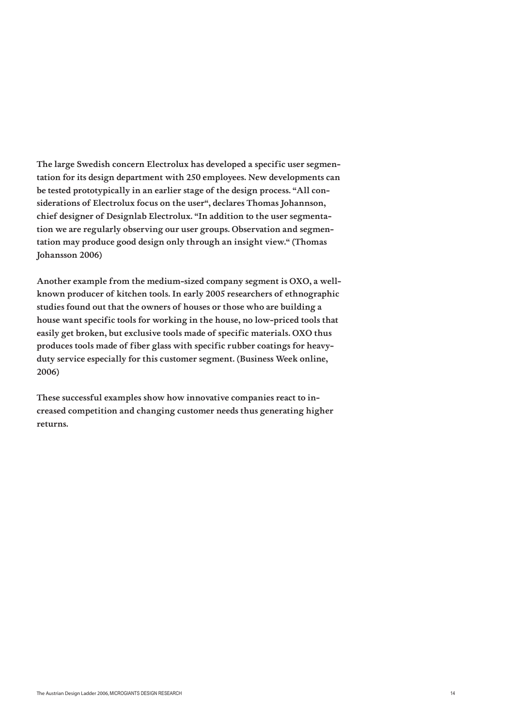The large Swedish concern Electrolux has developed a specific user segmentation for its design department with 250 employees. New developments can be tested prototypically in an earlier stage of the design process. "All considerations of Electrolux focus on the user", declares Thomas Johannson, chief designer of Designlab Electrolux. "In addition to the user segmentation we are regularly observing our user groups. Observation and segmentation may produce good design only through an insight view." (Thomas Johansson 2006)

Another example from the medium-sized company segment is OXO, a well-known producer of kitchen tools. In early 2005 researchers of ethnographic studies found out that the owners of houses or those who are building a house want specific tools for working in the house, no low-priced tools that easily get broken, but exclusive tools made of specific materials. OXO thus produces tools made of fiber glass with specific rubber coatings for heavy-duty service especially for this customer segment. (Business Week online, 2006)

These successful examples show how innovative companies react to increased competition and changing customer needs thus generating higher returns.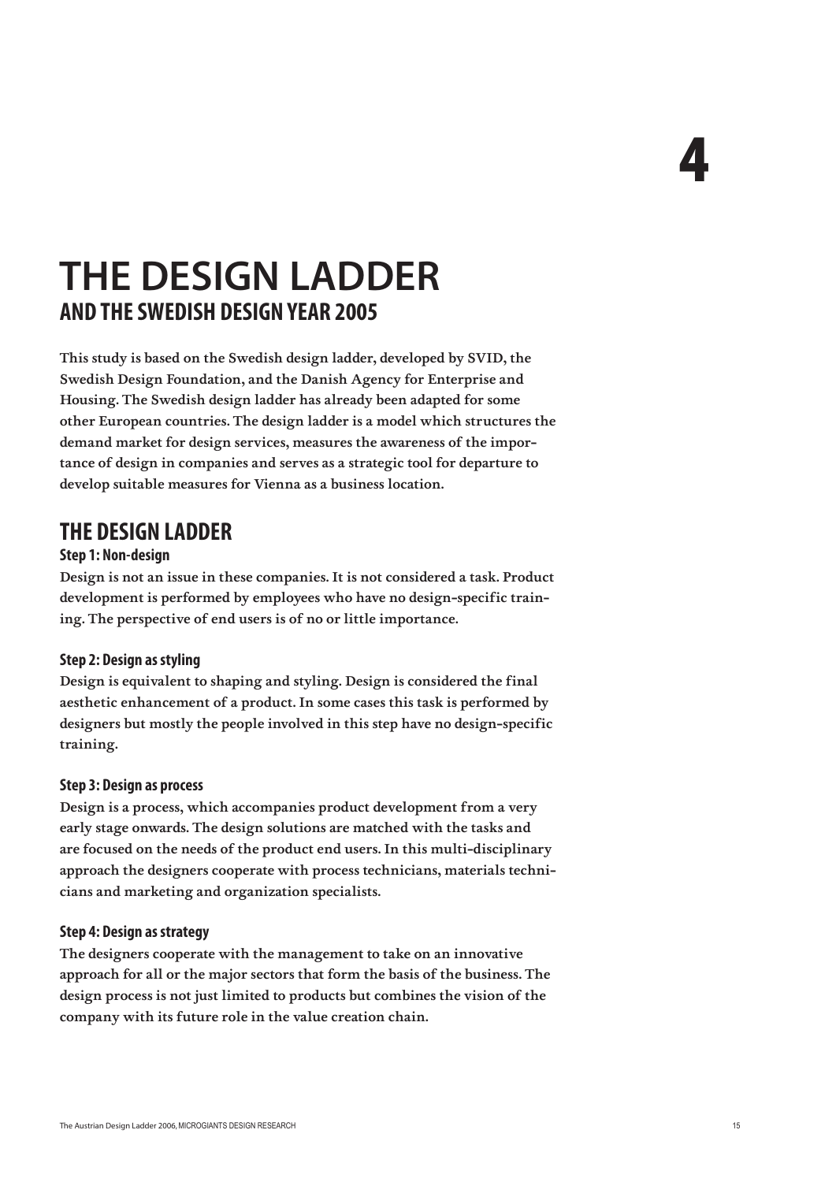4

# THE DESIGN LADDER
## AND THE SWEDISH DESIGN YEAR 2005

**This study is based on the Swedish design ladder, developed by SVID, the Swedish Design Foundation, and the Danish Agency for Enterprise and Housing. The Swedish design ladder has already been adapted for some other European countries. The design ladder is a model which structures the demand market for design services, measures the awareness of the importance of design in companies and serves as a strategic tool for departure to develop suitable measures for Vienna as a business location.**

## THE DESIGN LADDER

### Step 1: Non-design

**Design is not an issue in these companies. It is not considered a task. Product development is performed by employees who have no design-specific training. The perspective of end users is of no or little importance.**

### Step 2: Design as styling

**Design is equivalent to shaping and styling. Design is considered the final aesthetic enhancement of a product. In some cases this task is performed by designers but mostly the people involved in this step have no design-specific training.**

### Step 3: Design as process

**Design is a process, which accompanies product development from a very early stage onwards. The design solutions are matched with the tasks and are focused on the needs of the product end users. In this multi-disciplinary approach the designers cooperate with process technicians, materials technicians and marketing and organization specialists.**

### Step 4: Design as strategy

**The designers cooperate with the management to take on an innovative approach for all or the major sectors that form the basis of the business. The design process is not just limited to products but combines the vision of the company with its future role in the value creation chain.**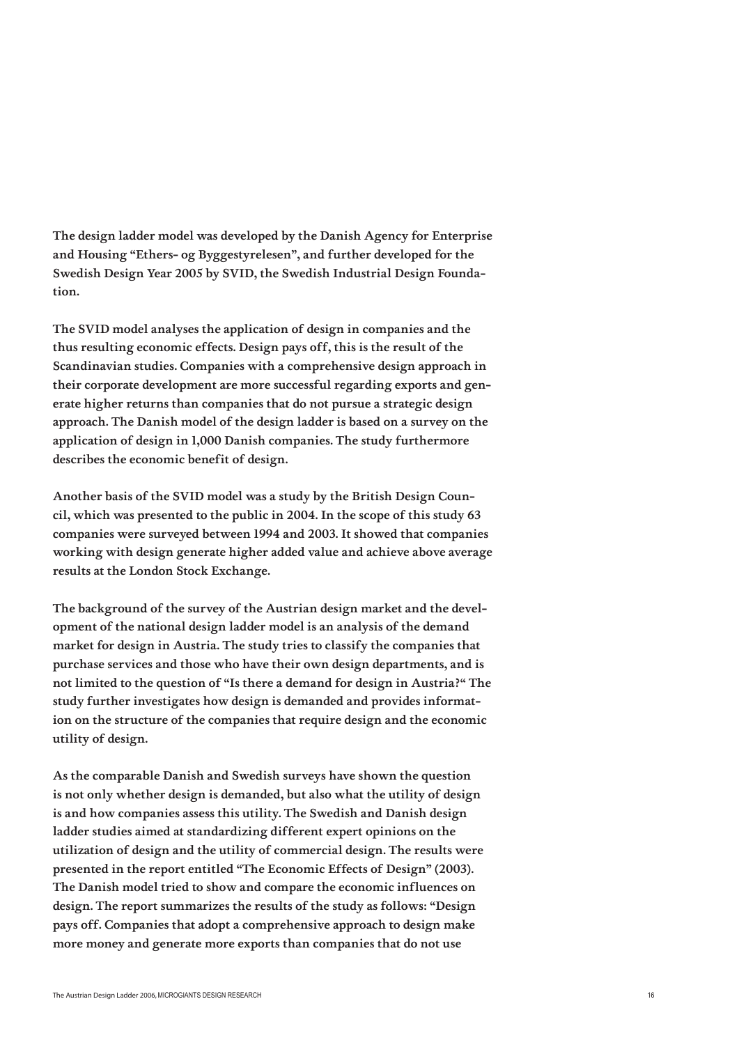The design ladder model was developed by the Danish Agency for Enterprise and Housing “Ethers- og Byggestyrelesen”, and further developed for the Swedish Design Year 2005 by SVID, the Swedish Industrial Design Foundation.

The SVID model analyses the application of design in companies and the thus resulting economic effects. Design pays off, this is the result of the Scandinavian studies. Companies with a comprehensive design approach in their corporate development are more successful regarding exports and generate higher returns than companies that do not pursue a strategic design approach. The Danish model of the design ladder is based on a survey on the application of design in 1,000 Danish companies. The study furthermore describes the economic benefit of design.

Another basis of the SVID model was a study by the British Design Council, which was presented to the public in 2004. In the scope of this study 63 companies were surveyed between 1994 and 2003. It showed that companies working with design generate higher added value and achieve above average results at the London Stock Exchange.

The background of the survey of the Austrian design market and the development of the national design ladder model is an analysis of the demand market for design in Austria. The study tries to classify the companies that purchase services and those who have their own design departments, and is not limited to the question of “Is there a demand for design in Austria?“ The study further investigates how design is demanded and provides information on the structure of the companies that require design and the economic utility of design.

As the comparable Danish and Swedish surveys have shown the question is not only whether design is demanded, but also what the utility of design is and how companies assess this utility. The Swedish and Danish design ladder studies aimed at standardizing different expert opinions on the utilization of design and the utility of commercial design. The results were presented in the report entitled “The Economic Effects of Design” (2003). The Danish model tried to show and compare the economic influences on design. The report summarizes the results of the study as follows: “Design pays off. Companies that adopt a comprehensive approach to design make more money and generate more exports than companies that do not use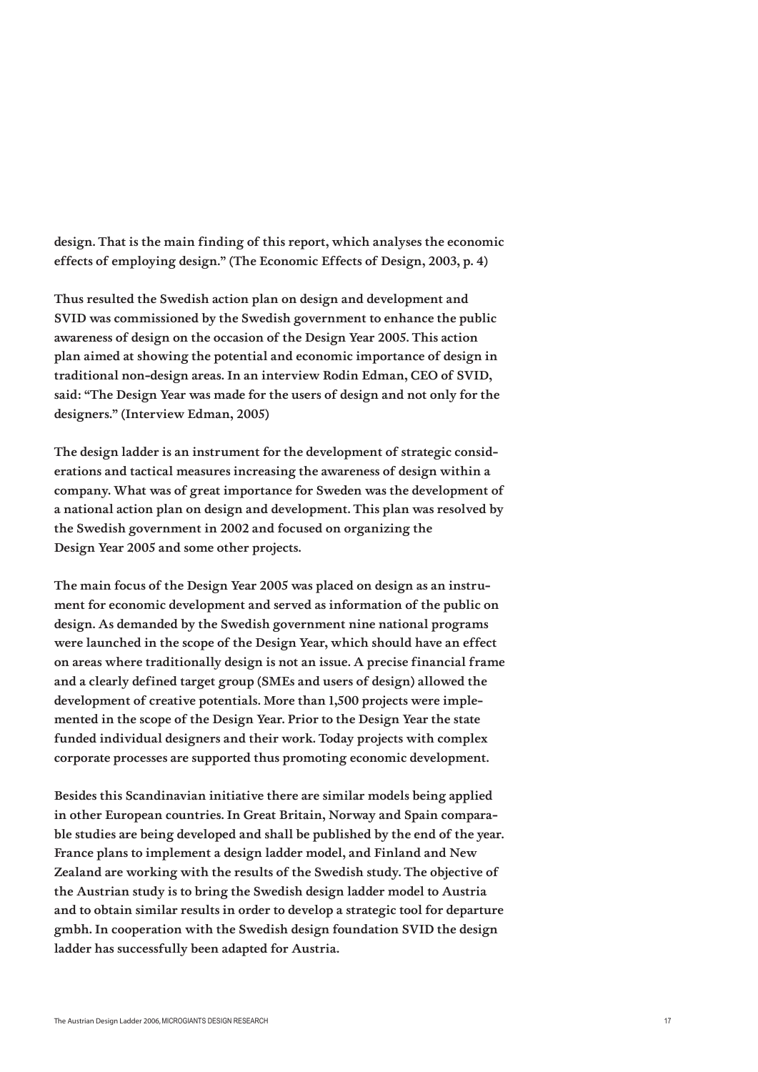design. That is the main finding of this report, which analyses the economic effects of employing design." (The Economic Effects of Design, 2003, p. 4)

Thus resulted the Swedish action plan on design and development and SVID was commissioned by the Swedish government to enhance the public awareness of design on the occasion of the Design Year 2005. This action plan aimed at showing the potential and economic importance of design in traditional non-design areas. In an interview Rodin Edman, CEO of SVID, said: "The Design Year was made for the users of design and not only for the designers." (Interview Edman, 2005)

The design ladder is an instrument for the development of strategic considerations and tactical measures increasing the awareness of design within a company. What was of great importance for Sweden was the development of a national action plan on design and development. This plan was resolved by the Swedish government in 2002 and focused on organizing the Design Year 2005 and some other projects.

The main focus of the Design Year 2005 was placed on design as an instrument for economic development and served as information of the public on design. As demanded by the Swedish government nine national programs were launched in the scope of the Design Year, which should have an effect on areas where traditionally design is not an issue. A precise financial frame and a clearly defined target group (SMEs and users of design) allowed the development of creative potentials. More than 1,500 projects were implemented in the scope of the Design Year. Prior to the Design Year the state funded individual designers and their work. Today projects with complex corporate processes are supported thus promoting economic development.

Besides this Scandinavian initiative there are similar models being applied in other European countries. In Great Britain, Norway and Spain comparable studies are being developed and shall be published by the end of the year. France plans to implement a design ladder model, and Finland and New Zealand are working with the results of the Swedish study. The objective of the Austrian study is to bring the Swedish design ladder model to Austria and to obtain similar results in order to develop a strategic tool for departure gmbh. In cooperation with the Swedish design foundation SVID the design ladder has successfully been adapted for Austria.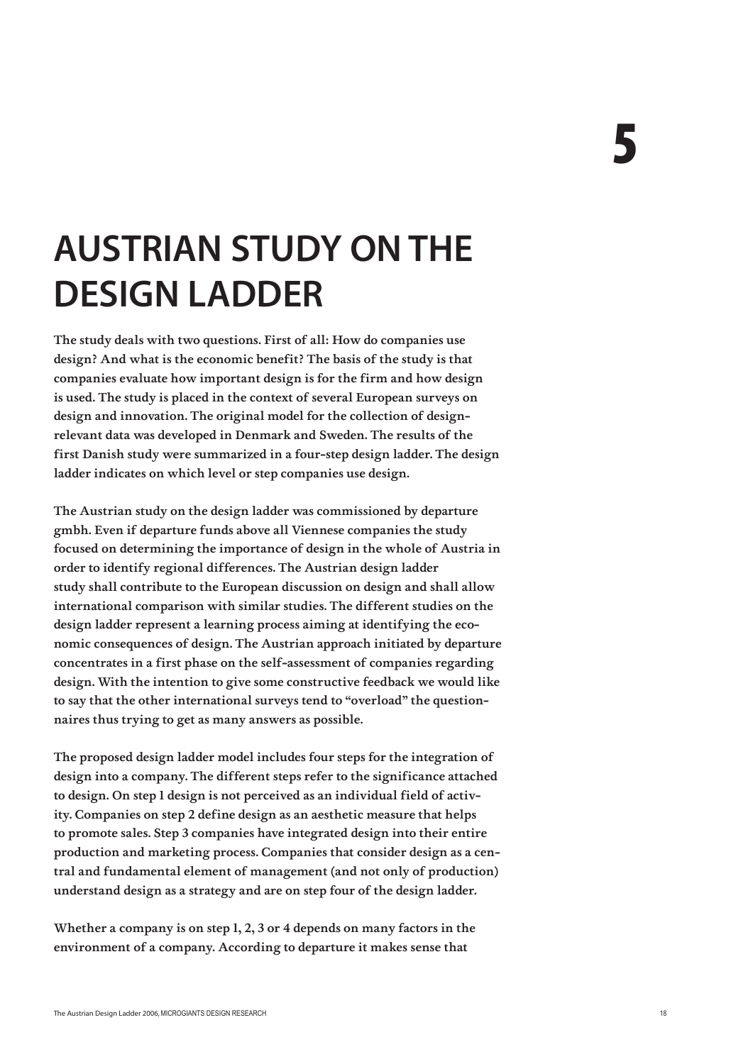# 5

# AUSTRIAN STUDY ON THE DESIGN LADDER

**The study deals with two questions. First of all: How do companies use design? And what is the economic benefit? The basis of the study is that companies evaluate how important design is for the firm and how design is used. The study is placed in the context of several European surveys on design and innovation. The original model for the collection of design-relevant data was developed in Denmark and Sweden. The results of the first Danish study were summarized in a four-step design ladder. The design ladder indicates on which level or step companies use design.**

**The Austrian study on the design ladder was commissioned by departure gmbh. Even if departure funds above all Viennese companies the study focused on determining the importance of design in the whole of Austria in order to identify regional differences. The Austrian design ladder study shall contribute to the European discussion on design and shall allow international comparison with similar studies. The different studies on the design ladder represent a learning process aiming at identifying the economic consequences of design. The Austrian approach initiated by departure concentrates in a first phase on the self-assessment of companies regarding design. With the intention to give some constructive feedback we would like to say that the other international surveys tend to "overload" the questionnaires thus trying to get as many answers as possible.**

**The proposed design ladder model includes four steps for the integration of design into a company. The different steps refer to the significance attached to design. On step 1 design is not perceived as an individual field of activity. Companies on step 2 define design as an aesthetic measure that helps to promote sales. Step 3 companies have integrated design into their entire production and marketing process. Companies that consider design as a central and fundamental element of management (and not only of production) understand design as a strategy and are on step four of the design ladder.**

**Whether a company is on step 1, 2, 3 or 4 depends on many factors in the environment of a company. According to departure it makes sense that**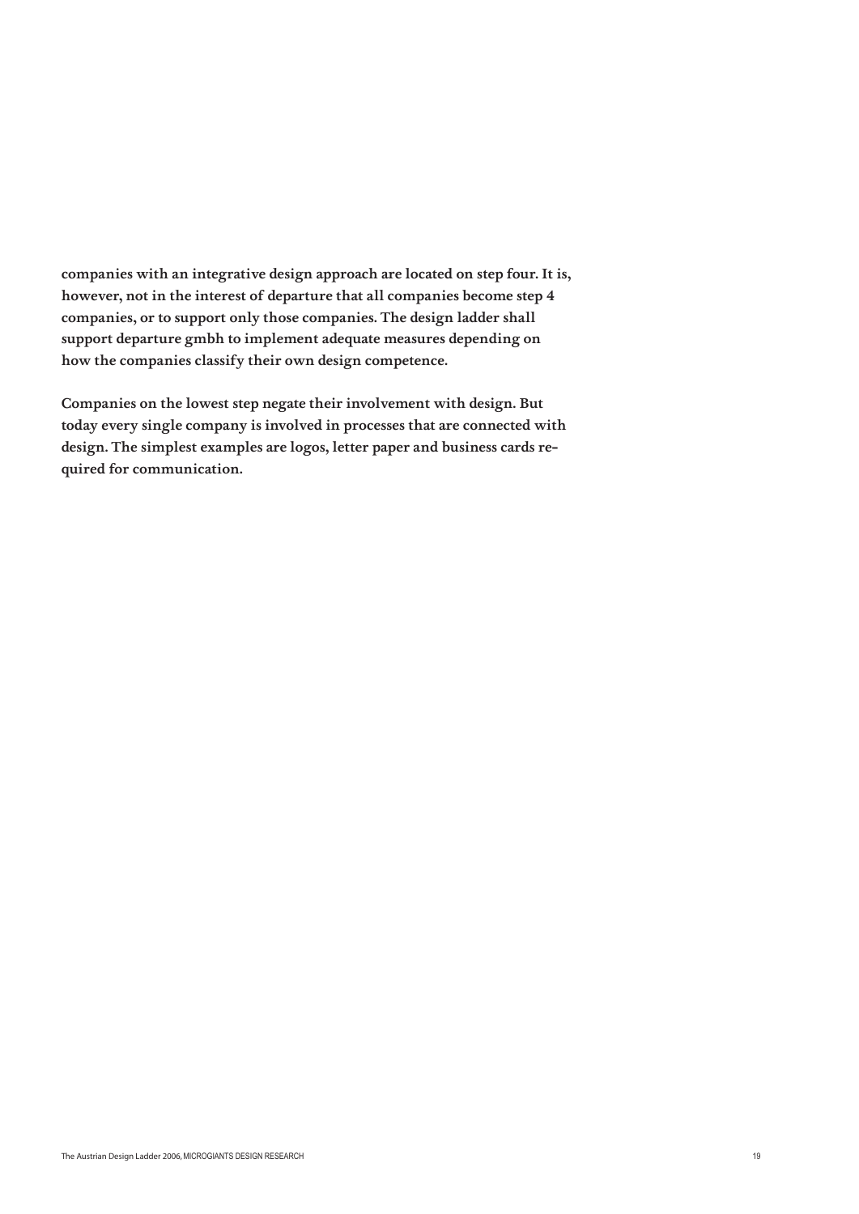companies with an integrative design approach are located on step four. It is, however, not in the interest of departure that all companies become step 4 companies, or to support only those companies. The design ladder shall support departure gmbh to implement adequate measures depending on how the companies classify their own design competence.

Companies on the lowest step negate their involvement with design. But today every single company is involved in processes that are connected with design. The simplest examples are logos, letter paper and business cards required for communication.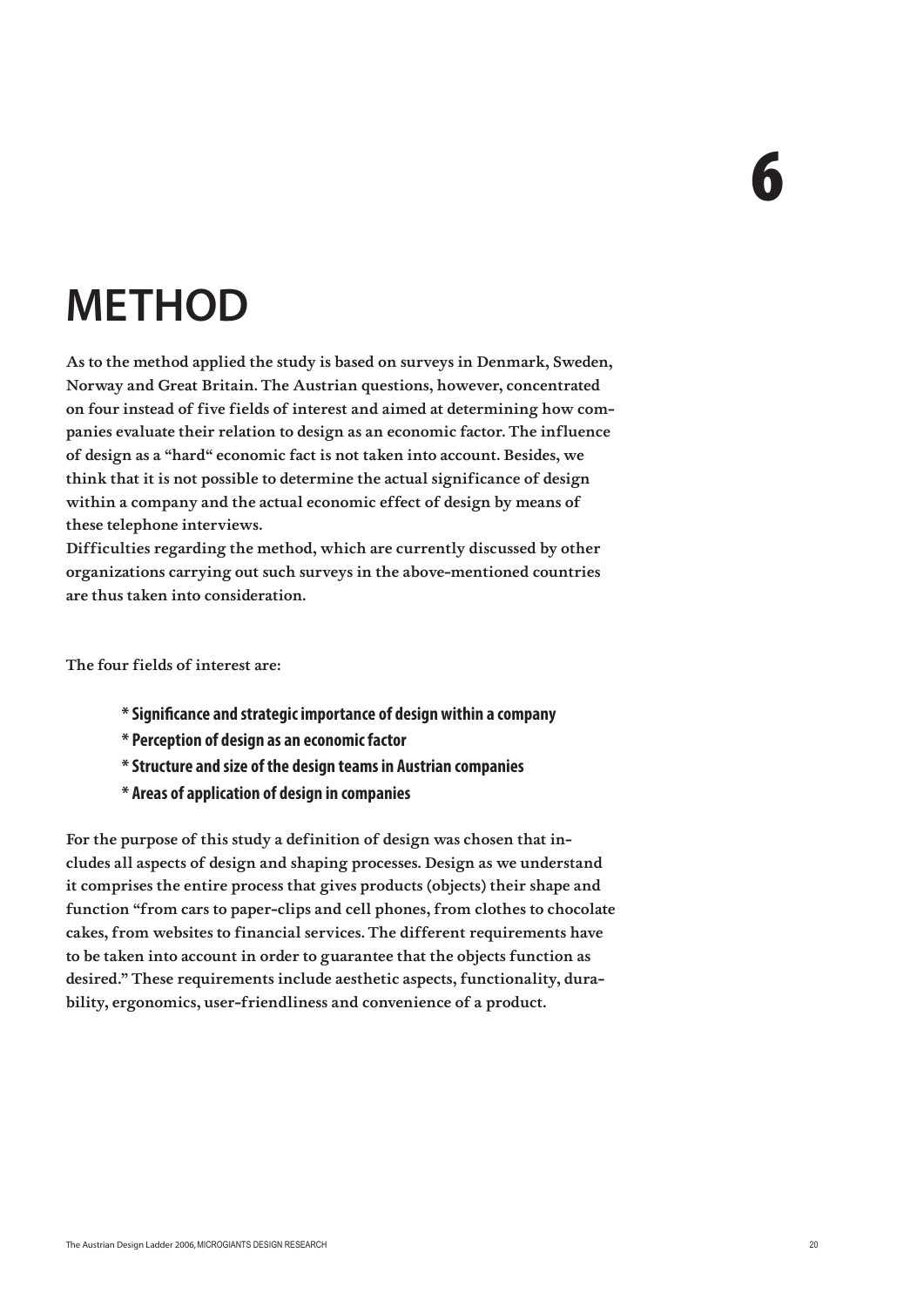# 6

# METHOD

**As to the method applied the study is based on surveys in Denmark, Sweden, Norway and Great Britain. The Austrian questions, however, concentrated on four instead of five fields of interest and aimed at determining how companies evaluate their relation to design as an economic factor. The influence of design as a "hard" economic fact is not taken into account. Besides, we think that it is not possible to determine the actual significance of design within a company and the actual economic effect of design by means of these telephone interviews.**
**Difficulties regarding the method, which are currently discussed by other organizations carrying out such surveys in the above-mentioned countries are thus taken into consideration.**

**The four fields of interest are:**

- **Significance and strategic importance of design within a company**
- **Perception of design as an economic factor**
- **Structure and size of the design teams in Austrian companies**
- **Areas of application of design in companies**

**For the purpose of this study a definition of design was chosen that includes all aspects of design and shaping processes. Design as we understand it comprises the entire process that gives products (objects) their shape and function "from cars to paper-clips and cell phones, from clothes to chocolate cakes, from websites to financial services. The different requirements have to be taken into account in order to guarantee that the objects function as desired." These requirements include aesthetic aspects, functionality, durability, ergonomics, user-friendliness and convenience of a product.**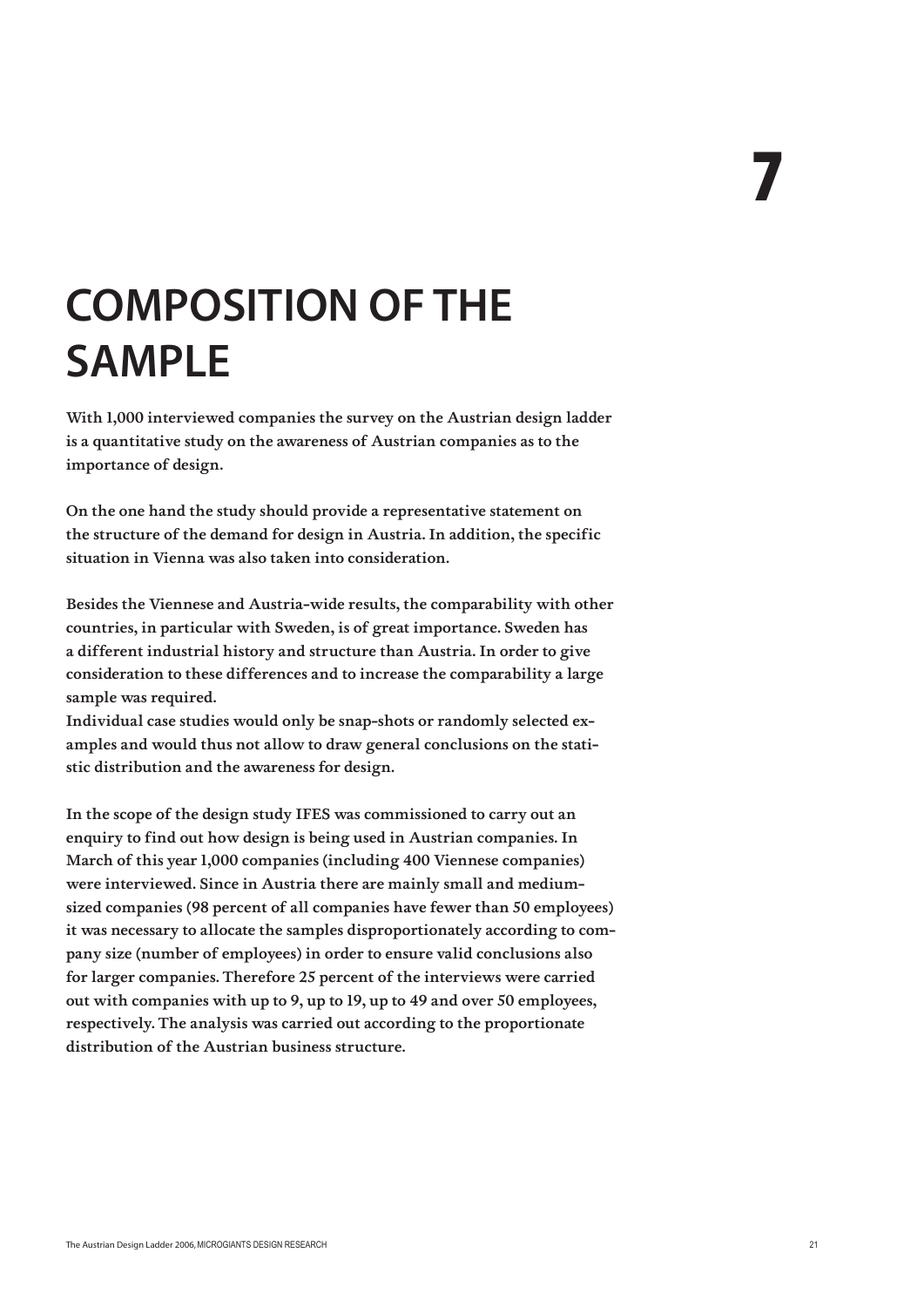# 7

# COMPOSITION OF THE SAMPLE

**With 1,000 interviewed companies the survey on the Austrian design ladder is a quantitative study on the awareness of Austrian companies as to the importance of design.**

**On the one hand the study should provide a representative statement on the structure of the demand for design in Austria. In addition, the specific situation in Vienna was also taken into consideration.**

**Besides the Viennese and Austria-wide results, the comparability with other countries, in particular with Sweden, is of great importance. Sweden has a different industrial history and structure than Austria. In order to give consideration to these differences and to increase the comparability a large sample was required.**
**Individual case studies would only be snap-shots or randomly selected examples and would thus not allow to draw general conclusions on the statistic distribution and the awareness for design.**

**In the scope of the design study IFES was commissioned to carry out an enquiry to find out how design is being used in Austrian companies. In March of this year 1,000 companies (including 400 Viennese companies) were interviewed. Since in Austria there are mainly small and medium-sized companies (98 percent of all companies have fewer than 50 employees) it was necessary to allocate the samples disproportionately according to company size (number of employees) in order to ensure valid conclusions also for larger companies. Therefore 25 percent of the interviews were carried out with companies with up to 9, up to 19, up to 49 and over 50 employees, respectively. The analysis was carried out according to the proportionate distribution of the Austrian business structure.**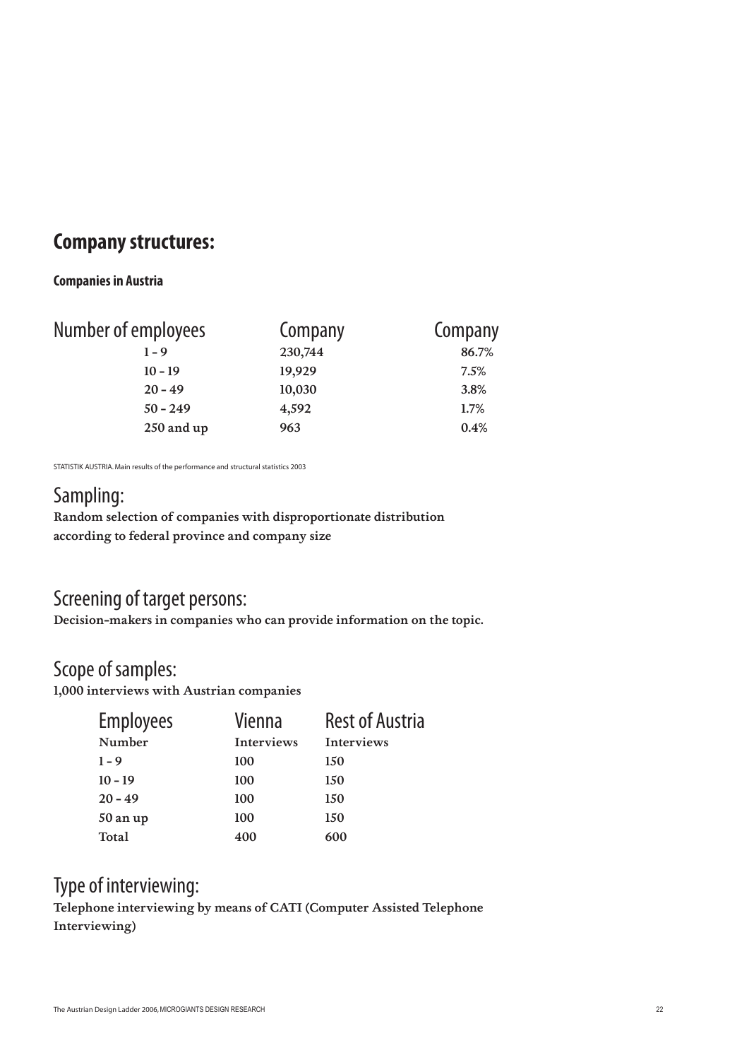## Company structures:

### Companies in Austria

| Number of employees | Company | Company |
|---|---|---|
| 1 - 9 | 230,744 | 86.7% |
| 10 - 19 | 19,929 | 7.5% |
| 20 - 49 | 10,030 | 3.8% |
| 50 - 249 | 4,592 | 1.7% |
| 250 and up | 963 | 0.4% |

STATISTIK AUSTRIA. Main results of the performance and structural statistics 2003

## Sampling:

**Random selection of companies with disproportionate distribution according to federal province and company size**

## Screening of target persons:

**Decision-makers in companies who can provide information on the topic.**

## Scope of samples:

**1,000 interviews with Austrian companies**

| Employees | Vienna | Rest of Austria |
|---|---|---|
| Number | Interviews | Interviews |
| 1 - 9 | 100 | 150 |
| 10 - 19 | 100 | 150 |
| 20 - 49 | 100 | 150 |
| 50 an up | 100 | 150 |
| Total | 400 | 600 |

## Type of interviewing:

**Telephone interviewing by means of CATI (Computer Assisted Telephone Interviewing)**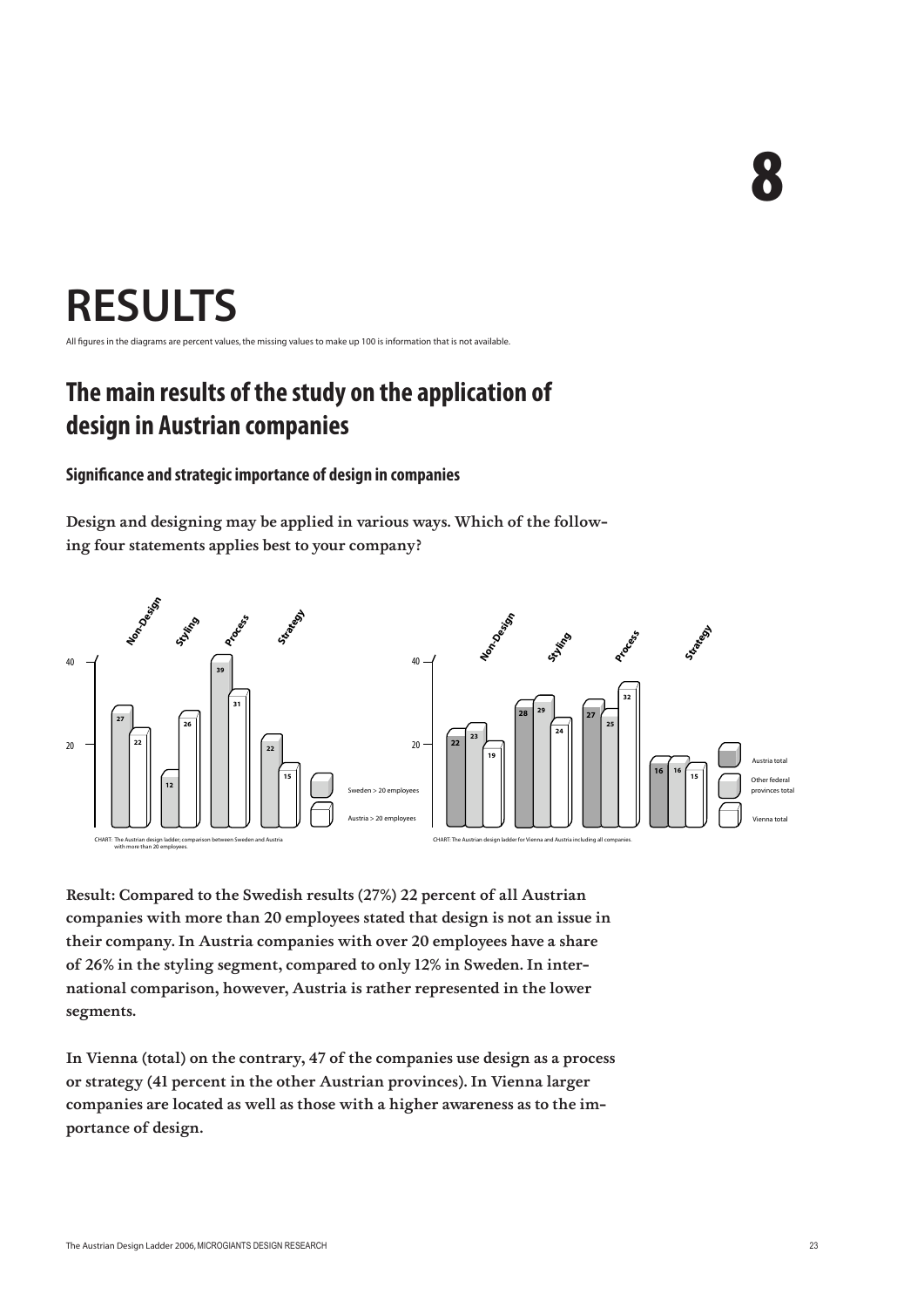# 8

# RESULTS

All figures in the diagrams are percent values, the missing values to make up 100 is information that is not available.

## The main results of the study on the application of design in Austrian companies

### Significance and strategic importance of design in companies

**Design and designing may be applied in various ways. Which of the following four statements applies best to your company?**

| | Non-Design | Styling | Process | Strategy |
|---|---|---|---|---|
| Sweden > 20 employees | 27 | 12 | 39 | 22 |
| Austria > 20 employees | 22 | 26 | 31 | 15 |

CHART: The Austrian design ladder; comparison between Sweden and Austria with more than 20 employees.

| | Non-Design | Styling | Process | Strategy |
|---|---|---|---|---|
| Austria total | 22 | 28 | 27 | 16 |
| Other federal provinces total | 23 | 29 | 25 | 16 |
| Vienna total | 19 | 24 | 32 | 15 |

CHART: The Austrian design ladder for Vienna and Austria including all companies.

**Result: Compared to the Swedish results (27%) 22 percent of all Austrian companies with more than 20 employees stated that design is not an issue in their company. In Austria companies with over 20 employees have a share of 26% in the styling segment, compared to only 12% in Sweden. In international comparison, however, Austria is rather represented in the lower segments.**

**In Vienna (total) on the contrary, 47 of the companies use design as a process or strategy (41 percent in the other Austrian provinces). In Vienna larger companies are located as well as those with a higher awareness as to the importance of design.**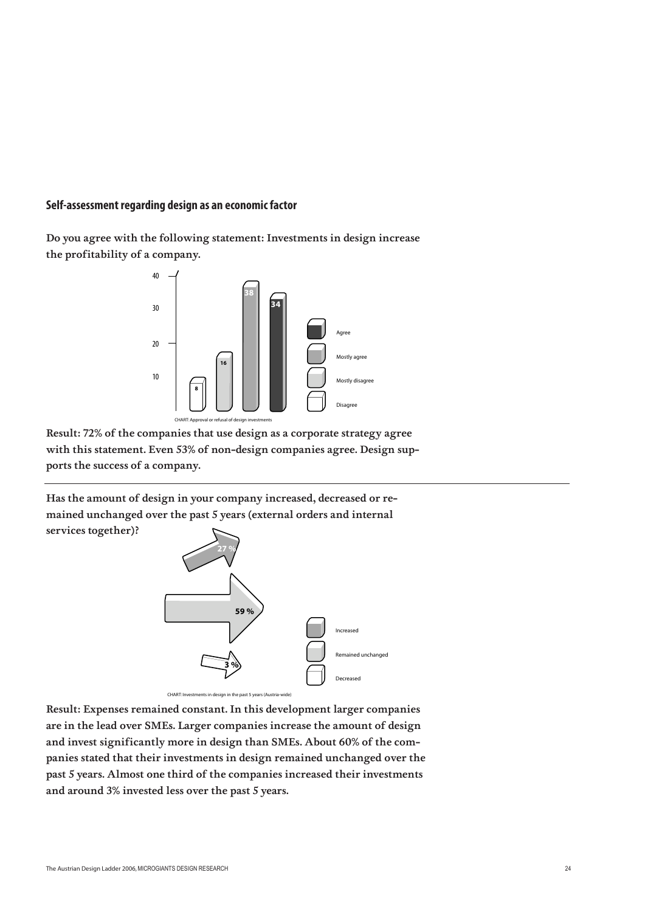## Self-assessment regarding design as an economic factor

**Do you agree with the following statement: Investments in design increase the profitability of a company.**

| Response | % |
|---|---|
| Disagree | 8 |
| Mostly disagree | 16 |
| Mostly agree | 38 |
| Agree | 34 |

CHART: Approval or refusal of design investments

**Result: 72% of the companies that use design as a corporate strategy agree with this statement. Even 53% of non-design companies agree. Design supports the success of a company.**

---

**Has the amount of design in your company increased, decreased or remained unchanged over the past 5 years (external orders and internal services together)?**

| Response | % |
|---|---|
| Increased | 27 % |
| Remained unchanged | 59 % |
| Decreased | 3 % |

CHART: Investments in design in the past 5 years (Austria-wide)

**Result: Expenses remained constant. In this development larger companies are in the lead over SMEs. Larger companies increase the amount of design and invest significantly more in design than SMEs. About 60% of the companies stated that their investments in design remained unchanged over the past 5 years. Almost one third of the companies increased their investments and around 3% invested less over the past 5 years.**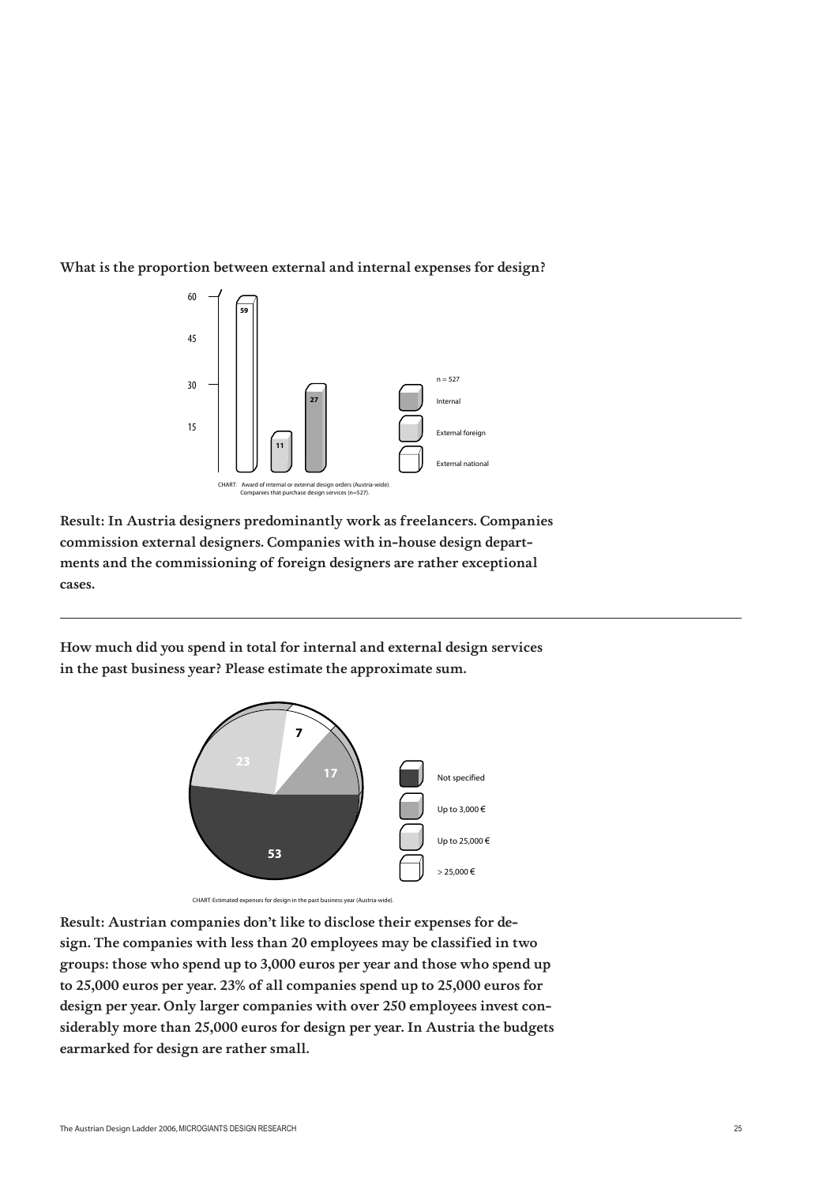**What is the proportion between external and internal expenses for design?**

| | Value |
|---|---|
| External national | 59 |
| External foreign | 11 |
| Internal | 27 |

n = 527

CHART: Award of internal or external design orders (Austria-wide). Companies that purchase design services (n=527).

**Result: In Austria designers predominantly work as freelancers. Companies commission external designers. Companies with in-house design departments and the commissioning of foreign designers are rather exceptional cases.**

---

**How much did you spend in total for internal and external design services in the past business year? Please estimate the approximate sum.**

| | Value |
|---|---|
| Not specified | 53 |
| Up to 3,000 € | 17 |
| Up to 25,000 € | 23 |
| > 25,000 € | 7 |

CHART: Estimated expenses for design in the past business year (Austria-wide).

**Result: Austrian companies don't like to disclose their expenses for design. The companies with less than 20 employees may be classified in two groups: those who spend up to 3,000 euros per year and those who spend up to 25,000 euros per year. 23% of all companies spend up to 25,000 euros for design per year. Only larger companies with over 250 employees invest considerably more than 25,000 euros for design per year. In Austria the budgets earmarked for design are rather small.**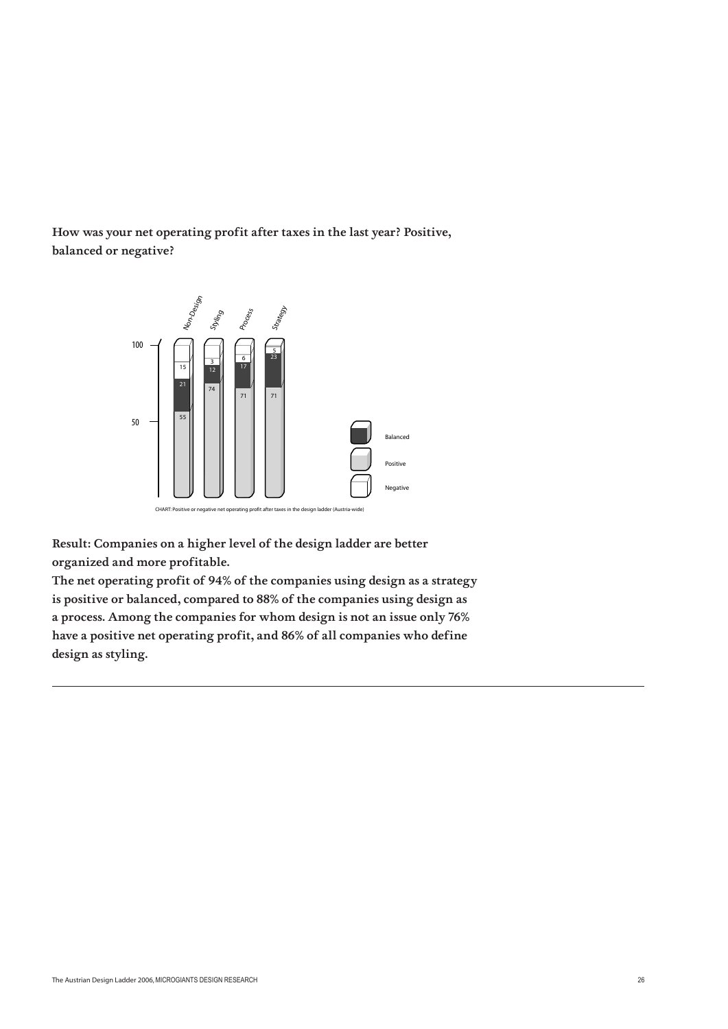**How was your net operating profit after taxes in the last year? Positive, balanced or negative?**

| | Non-Design | Styling | Process | Strategy |
|---|---|---|---|---|
| Negative | 15 | 3 | 6 | 5 |
| Balanced | 21 | 12 | 17 | 23 |
| Positive | 55 | 74 | 71 | 71 |

CHART: Positive or negative net operating profit after taxes in the design ladder (Austria-wide)

**Result: Companies on a higher level of the design ladder are better organized and more profitable.**
**The net operating profit of 94% of the companies using design as a strategy is positive or balanced, compared to 88% of the companies using design as a process. Among the companies for whom design is not an issue only 76% have a positive net operating profit, and 86% of all companies who define design as styling.**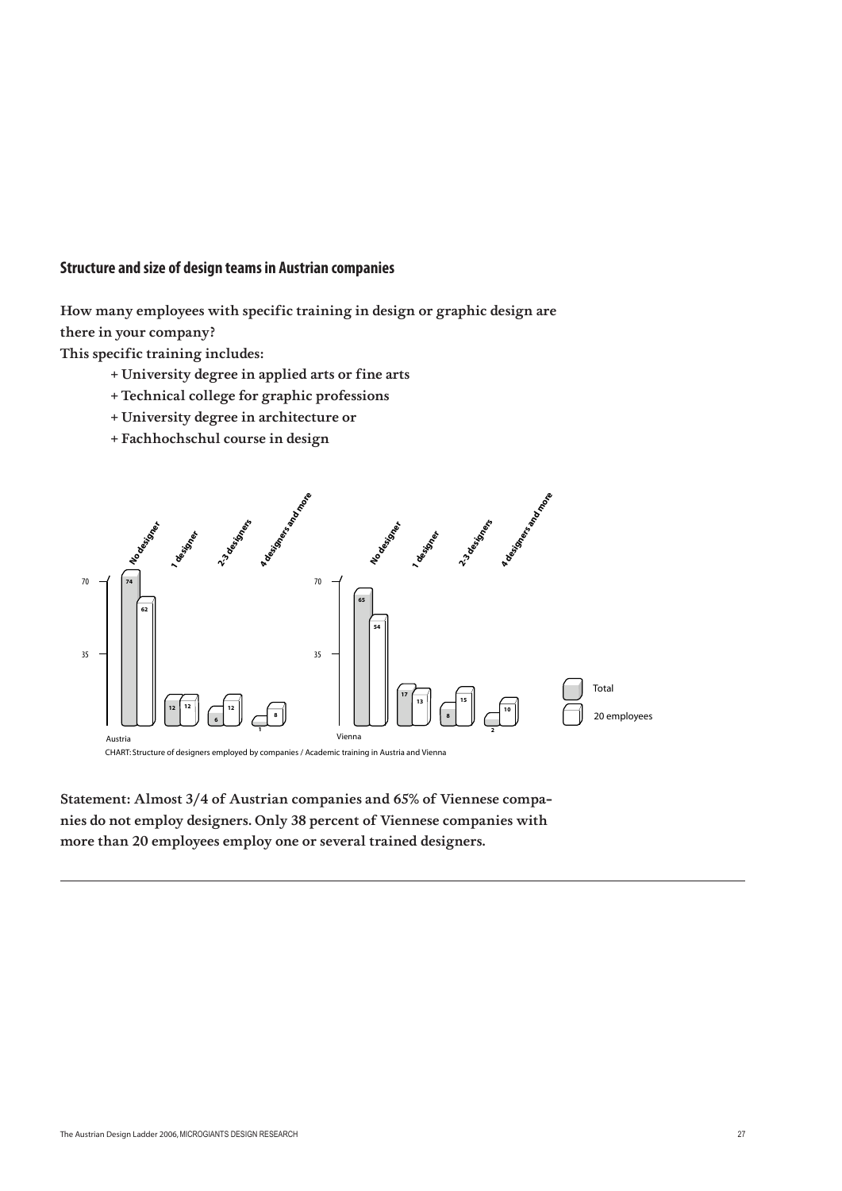## Structure and size of design teams in Austrian companies

**How many employees with specific training in design or graphic design are there in your company?**
**This specific training includes:**

- **+ University degree in applied arts or fine arts**
- **+ Technical college for graphic professions**
- **+ University degree in architecture or**
- **+ Fachhochschul course in design**

| | No designer | 1 designer | 2-3 designers | 4 designers and more |
|---|---|---|---|---|
| Austria – Total | 74 | 12 | 6 | 1 |
| Austria – 20 employees | 62 | 12 | 12 | 8 |
| Vienna – Total | 65 | 17 | 8 | 2 |
| Vienna – 20 employees | 54 | 13 | 15 | 10 |

CHART: Structure of designers employed by companies / Academic training in Austria and Vienna

**Statement: Almost 3/4 of Austrian companies and 65% of Viennese companies do not employ designers. Only 38 percent of Viennese companies with more than 20 employees employ one or several trained designers.**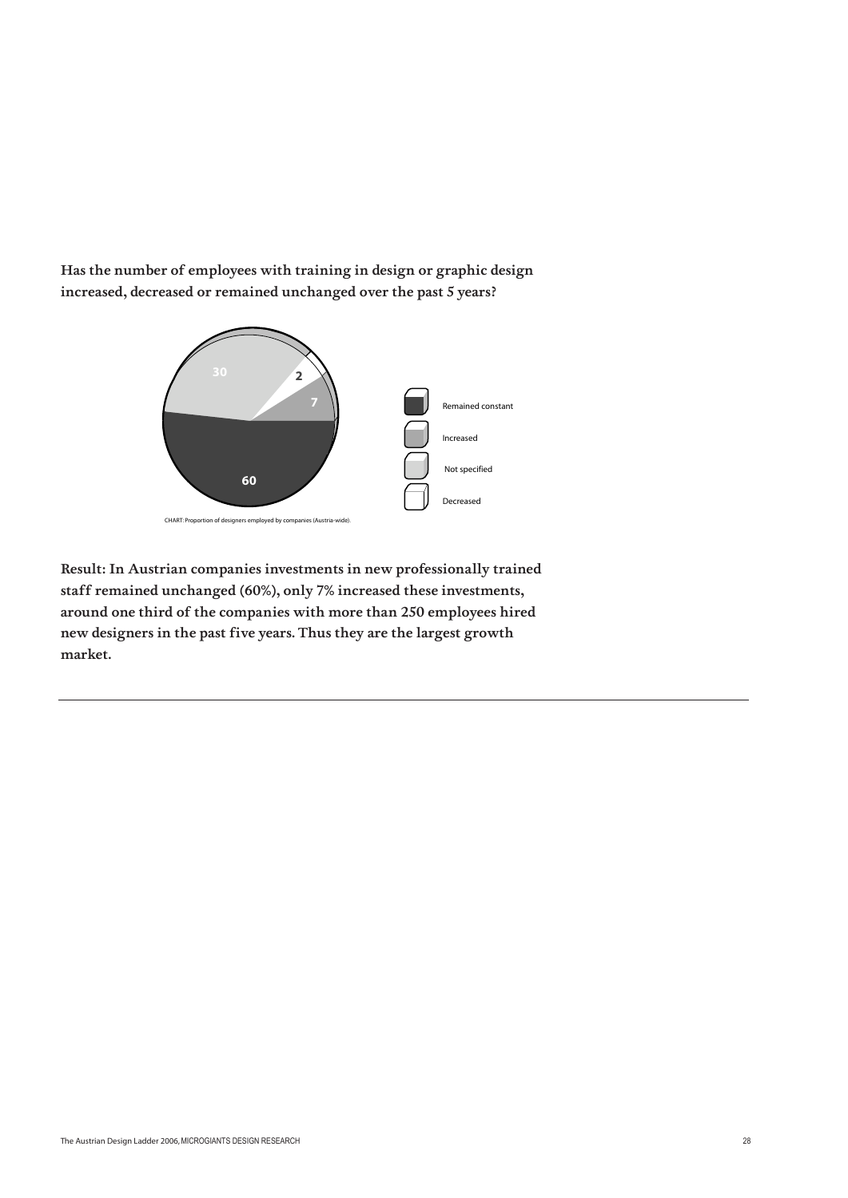**Has the number of employees with training in design or graphic design increased, decreased or remained unchanged over the past 5 years?**

CHART: Proportion of designers employed by companies (Austria-wide).

| Category | Value |
| --- | --- |
| Remained constant | 60 |
| Increased | 7 |
| Not specified | 30 |
| Decreased | 2 |

**Result: In Austrian companies investments in new professionally trained staff remained unchanged (60%), only 7% increased these investments, around one third of the companies with more than 250 employees hired new designers in the past five years. Thus they are the largest growth market.**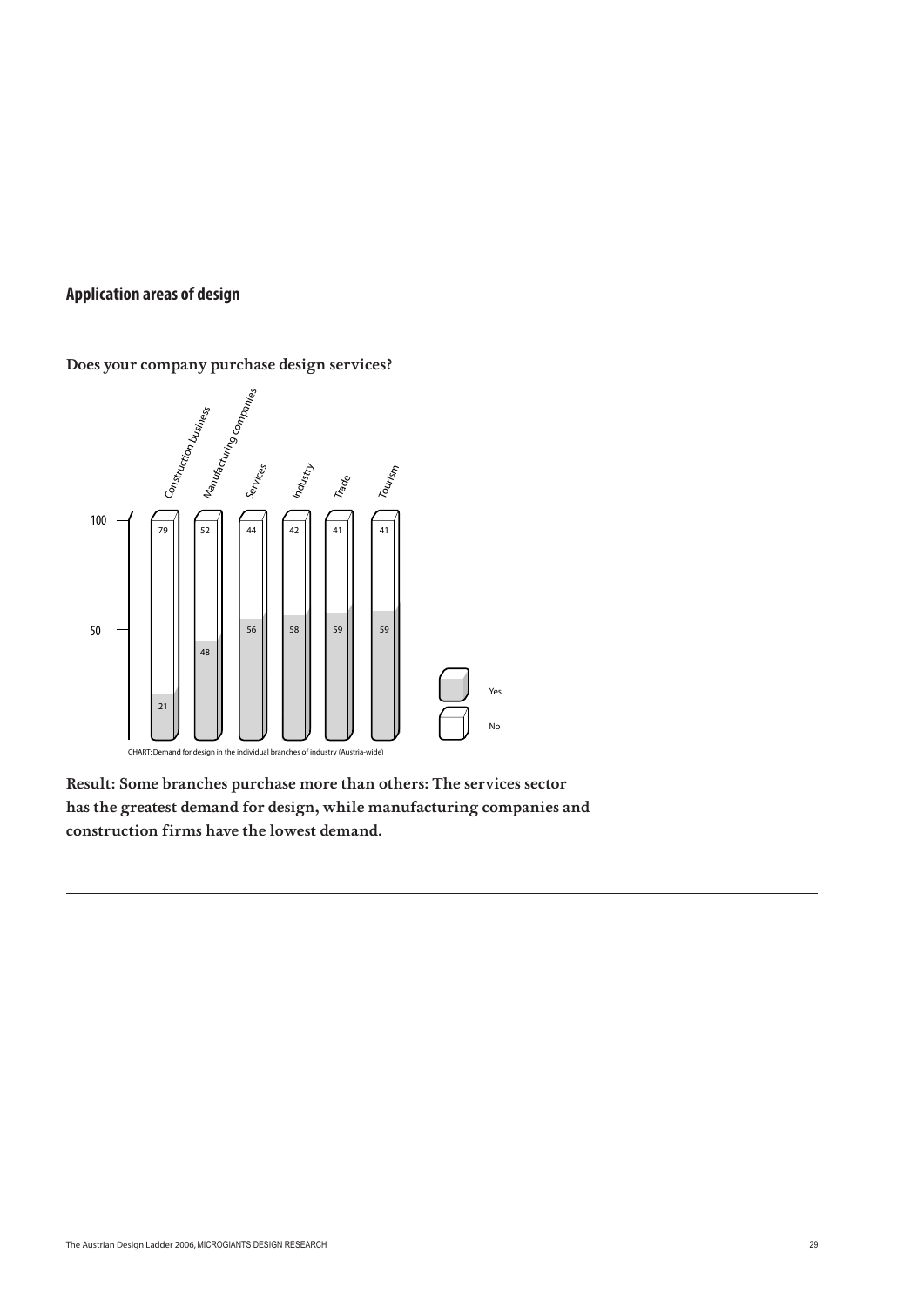## Application areas of design

**Does your company purchase design services?**

| | Construction business | Manufacturing companies | Services | Industry | Trade | Tourism |
|---|---|---|---|---|---|---|
| No | 79 | 52 | 44 | 42 | 41 | 41 |
| Yes | 21 | 48 | 56 | 58 | 59 | 59 |

CHART: Demand for design in the individual branches of industry (Austria-wide)

**Result: Some branches purchase more than others: The services sector has the greatest demand for design, while manufacturing companies and construction firms have the lowest demand.**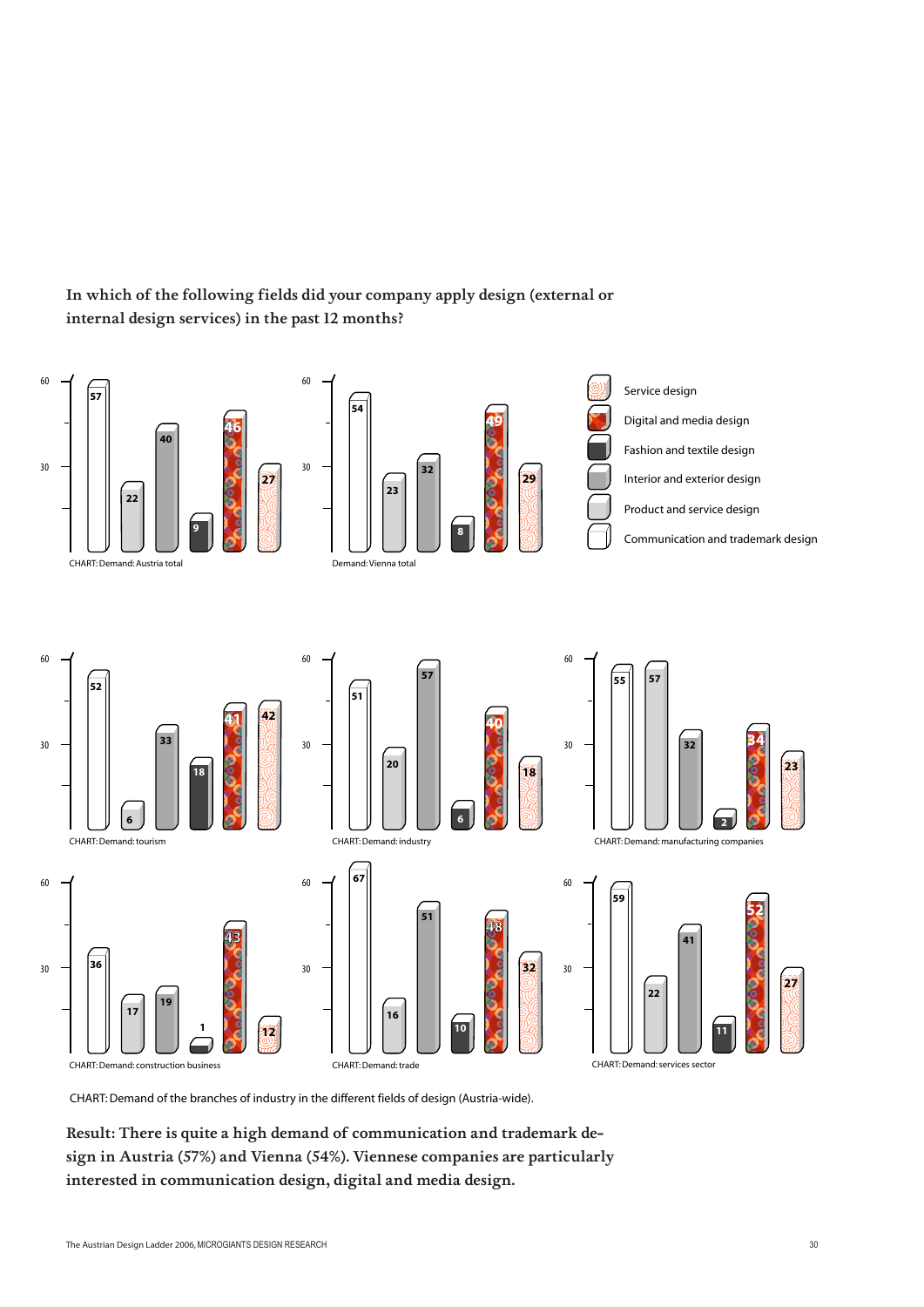**In which of the following fields did your company apply design (external or internal design services) in the past 12 months?**

| Chart | Communication and trademark design | Product and service design | Interior and exterior design | Fashion and textile design | Digital and media design | Service design |
|---|---|---|---|---|---|---|
| CHART: Demand: Austria total | 57 | 22 | 40 | 9 | 46 | 27 |
| Demand: Vienna total | 54 | 23 | 32 | 8 | 49 | 29 |
| CHART: Demand: tourism | 52 | 6 | 33 | 18 | 41 | 42 |
| CHART: Demand: industry | 51 | 20 | 57 | 6 | 40 | 18 |
| CHART: Demand: manufacturing companies | 55 | 57 | 32 | 2 | 34 | 23 |
| CHART: Demand: construction business | 36 | 17 | 19 | 1 | 43 | 12 |
| CHART: Demand: trade | 67 | 16 | 51 | 10 | 48 | 32 |
| CHART: Demand: services sector | 59 | 22 | 41 | 11 | 52 | 27 |

CHART: Demand of the branches of industry in the different fields of design (Austria-wide).

**Result: There is quite a high demand of communication and trademark design in Austria (57%) and Vienna (54%). Viennese companies are particularly interested in communication design, digital and media design.**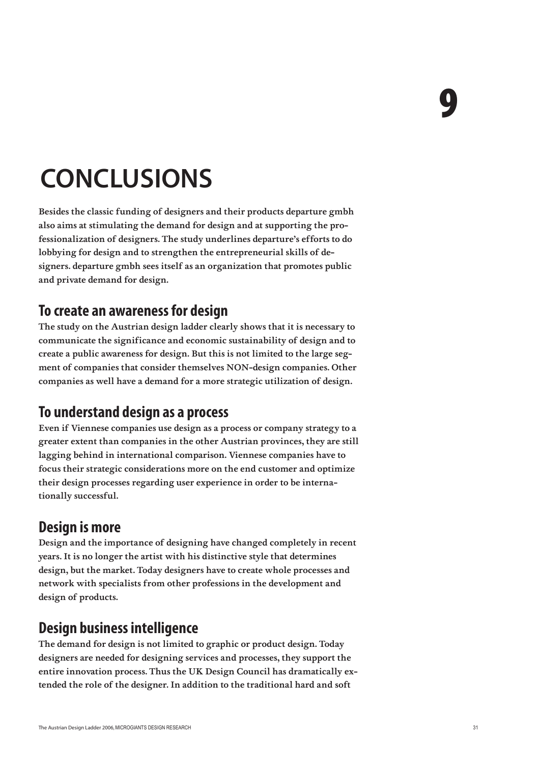# 9

# CONCLUSIONS

**Besides the classic funding of designers and their products departure gmbh also aims at stimulating the demand for design and at supporting the professionalization of designers. The study underlines departure's efforts to do lobbying for design and to strengthen the entrepreneurial skills of designers. departure gmbh sees itself as an organization that promotes public and private demand for design.**

## To create an awareness for design

**The study on the Austrian design ladder clearly shows that it is necessary to communicate the significance and economic sustainability of design and to create a public awareness for design. But this is not limited to the large segment of companies that consider themselves NON-design companies. Other companies as well have a demand for a more strategic utilization of design.**

## To understand design as a process

**Even if Viennese companies use design as a process or company strategy to a greater extent than companies in the other Austrian provinces, they are still lagging behind in international comparison. Viennese companies have to focus their strategic considerations more on the end customer and optimize their design processes regarding user experience in order to be internationally successful.**

## Design is more

**Design and the importance of designing have changed completely in recent years. It is no longer the artist with his distinctive style that determines design, but the market. Today designers have to create whole processes and network with specialists from other professions in the development and design of products.**

## Design business intelligence

**The demand for design is not limited to graphic or product design. Today designers are needed for designing services and processes, they support the entire innovation process. Thus the UK Design Council has dramatically extended the role of the designer. In addition to the traditional hard and soft**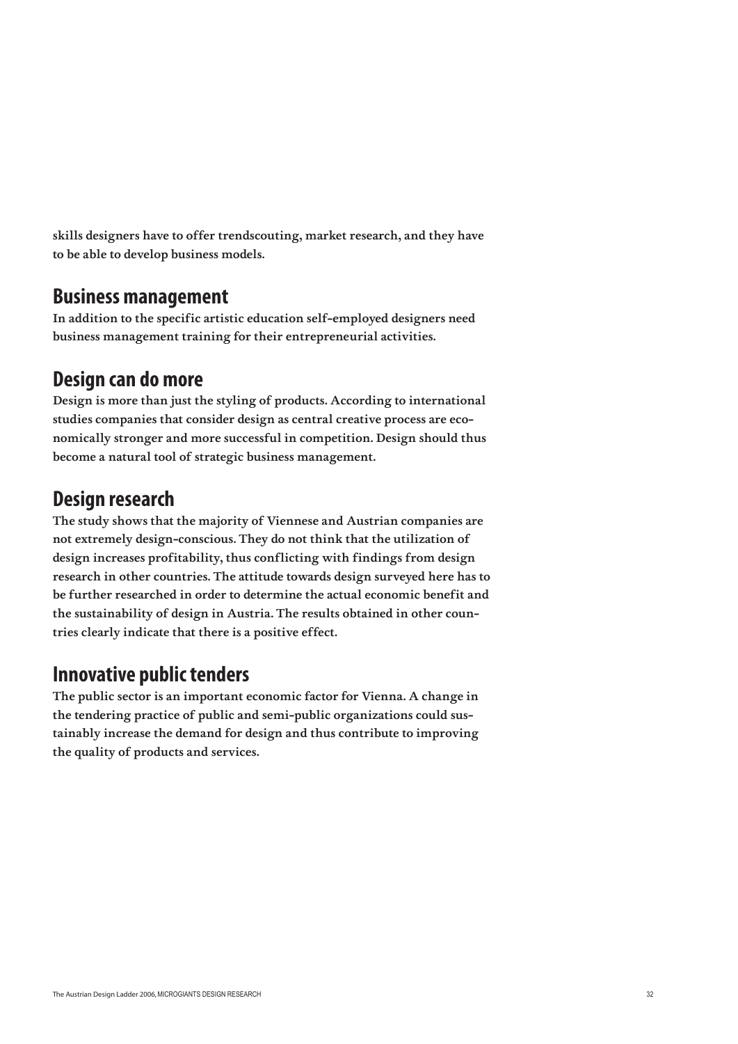**skills designers have to offer trendscouting, market research, and they have to be able to develop business models.**

## Business management

**In addition to the specific artistic education self-employed designers need business management training for their entrepreneurial activities.**

## Design can do more

**Design is more than just the styling of products. According to international studies companies that consider design as central creative process are economically stronger and more successful in competition. Design should thus become a natural tool of strategic business management.**

## Design research

**The study shows that the majority of Viennese and Austrian companies are not extremely design-conscious. They do not think that the utilization of design increases profitability, thus conflicting with findings from design research in other countries. The attitude towards design surveyed here has to be further researched in order to determine the actual economic benefit and the sustainability of design in Austria. The results obtained in other countries clearly indicate that there is a positive effect.**

## Innovative public tenders

**The public sector is an important economic factor for Vienna. A change in the tendering practice of public and semi-public organizations could sustainably increase the demand for design and thus contribute to improving the quality of products and services.**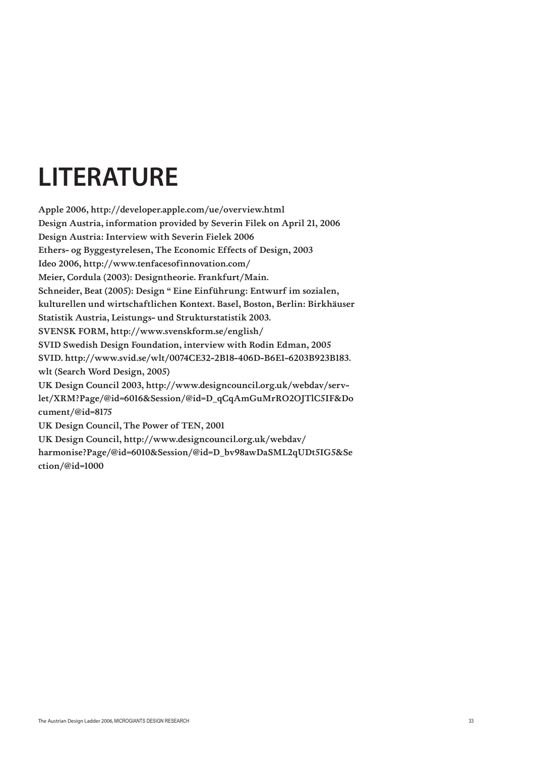# LITERATURE

Apple 2006, http://developer.apple.com/ue/overview.html
Design Austria, information provided by Severin Filek on April 21, 2006
Design Austria: Interview with Severin Fielek 2006
Ethers- og Byggestyrelesen, The Economic Effects of Design, 2003
Ideo 2006, http://www.tenfacesofinnovation.com/
Meier, Cordula (2003): Designtheorie. Frankfurt/Main.
Schneider, Beat (2005): Design " Eine Einführung: Entwurf im sozialen, kulturellen und wirtschaftlichen Kontext. Basel, Boston, Berlin: Birkhäuser
Statistik Austria, Leistungs- und Strukturstatistik 2003.
SVENSK FORM, http://www.svenskform.se/english/
SVID Swedish Design Foundation, interview with Rodin Edman, 2005
SVID. http://www.svid.se/wlt/0074CE32-2B18-406D-B6E1-6203B923B183.wlt (Search Word Design, 2005)
UK Design Council 2003, http://www.designcouncil.org.uk/webdav/servlet/XRM?Page/@id=6016&Session/@id=D_qCqAmGuMrRO2OJTlC5IF&Document/@id=8175
UK Design Council, The Power of TEN, 2001
UK Design Council, http://www.designcouncil.org.uk/webdav/harmonise?Page/@id=6010&Session/@id=D_bv98awDaSML2qUDt5IG5&Section/@id=1000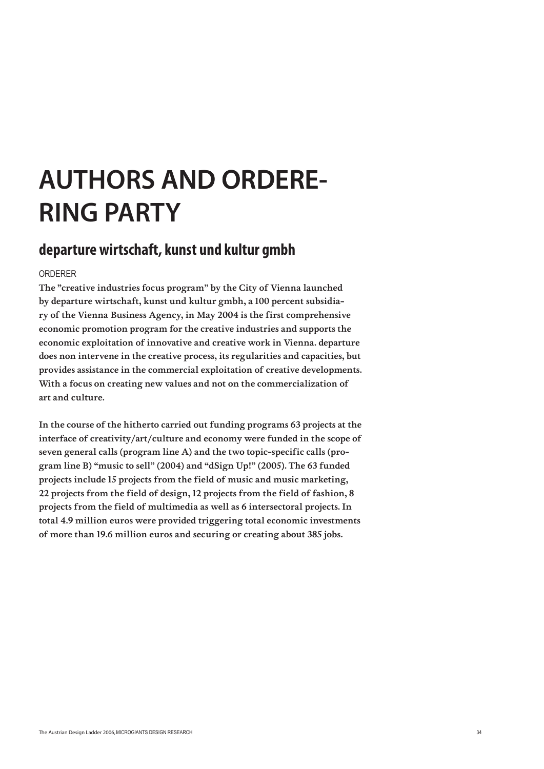# AUTHORS AND ORDERE-RING PARTY

## departure wirtschaft, kunst und kultur gmbh

ORDERER

**The "creative industries focus program" by the City of Vienna launched by departure wirtschaft, kunst und kultur gmbh, a 100 percent subsidiary of the Vienna Business Agency, in May 2004 is the first comprehensive economic promotion program for the creative industries and supports the economic exploitation of innovative and creative work in Vienna. departure does non intervene in the creative process, its regularities and capacities, but provides assistance in the commercial exploitation of creative developments. With a focus on creating new values and not on the commercialization of art and culture.**

**In the course of the hitherto carried out funding programs 63 projects at the interface of creativity/art/culture and economy were funded in the scope of seven general calls (program line A) and the two topic-specific calls (program line B) "music to sell" (2004) and "dSign Up!" (2005). The 63 funded projects include 15 projects from the field of music and music marketing, 22 projects from the field of design, 12 projects from the field of fashion, 8 projects from the field of multimedia as well as 6 intersectoral projects. In total 4.9 million euros were provided triggering total economic investments of more than 19.6 million euros and securing or creating about 385 jobs.**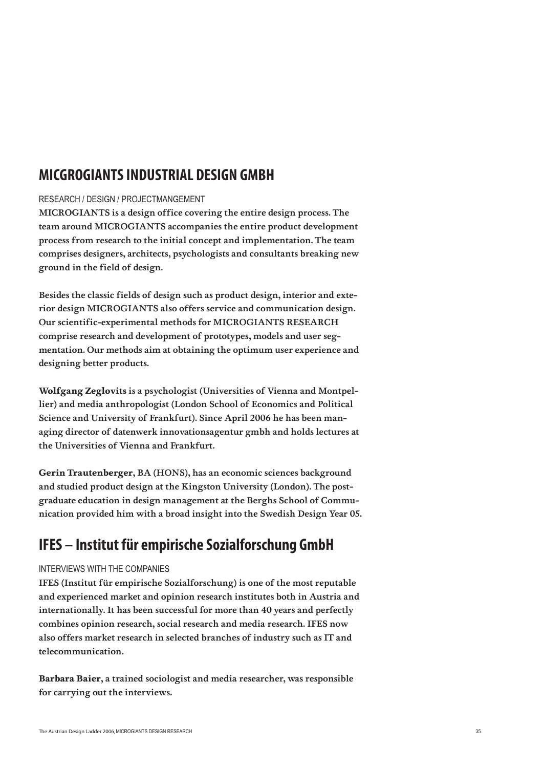## MICGROGIANTS INDUSTRIAL DESIGN GMBH

RESEARCH / DESIGN / PROJECTMANGEMENT

**MICROGIANTS is a design office covering the entire design process. The team around MICROGIANTS accompanies the entire product development process from research to the initial concept and implementation. The team comprises designers, architects, psychologists and consultants breaking new ground in the field of design.**

**Besides the classic fields of design such as product design, interior and exterior design MICROGIANTS also offers service and communication design. Our scientific-experimental methods for MICROGIANTS RESEARCH comprise research and development of prototypes, models and user segmentation. Our methods aim at obtaining the optimum user experience and designing better products.**

**Wolfgang Zeglovits is a psychologist (Universities of Vienna and Montpellier) and media anthropologist (London School of Economics and Political Science and University of Frankfurt). Since April 2006 he has been managing director of datenwerk innovationsagentur gmbh and holds lectures at the Universities of Vienna and Frankfurt.**

**Gerin Trautenberger, BA (HONS), has an economic sciences background and studied product design at the Kingston University (London). The post-graduate education in design management at the Berghs School of Communication provided him with a broad insight into the Swedish Design Year 05.**

## IFES – Institut für empirische Sozialforschung GmbH

INTERVIEWS WITH THE COMPANIES

**IFES (Institut für empirische Sozialforschung) is one of the most reputable and experienced market and opinion research institutes both in Austria and internationally. It has been successful for more than 40 years and perfectly combines opinion research, social research and media research. IFES now also offers market research in selected branches of industry such as IT and telecommunication.**

**Barbara Baier, a trained sociologist and media researcher, was responsible for carrying out the interviews.**